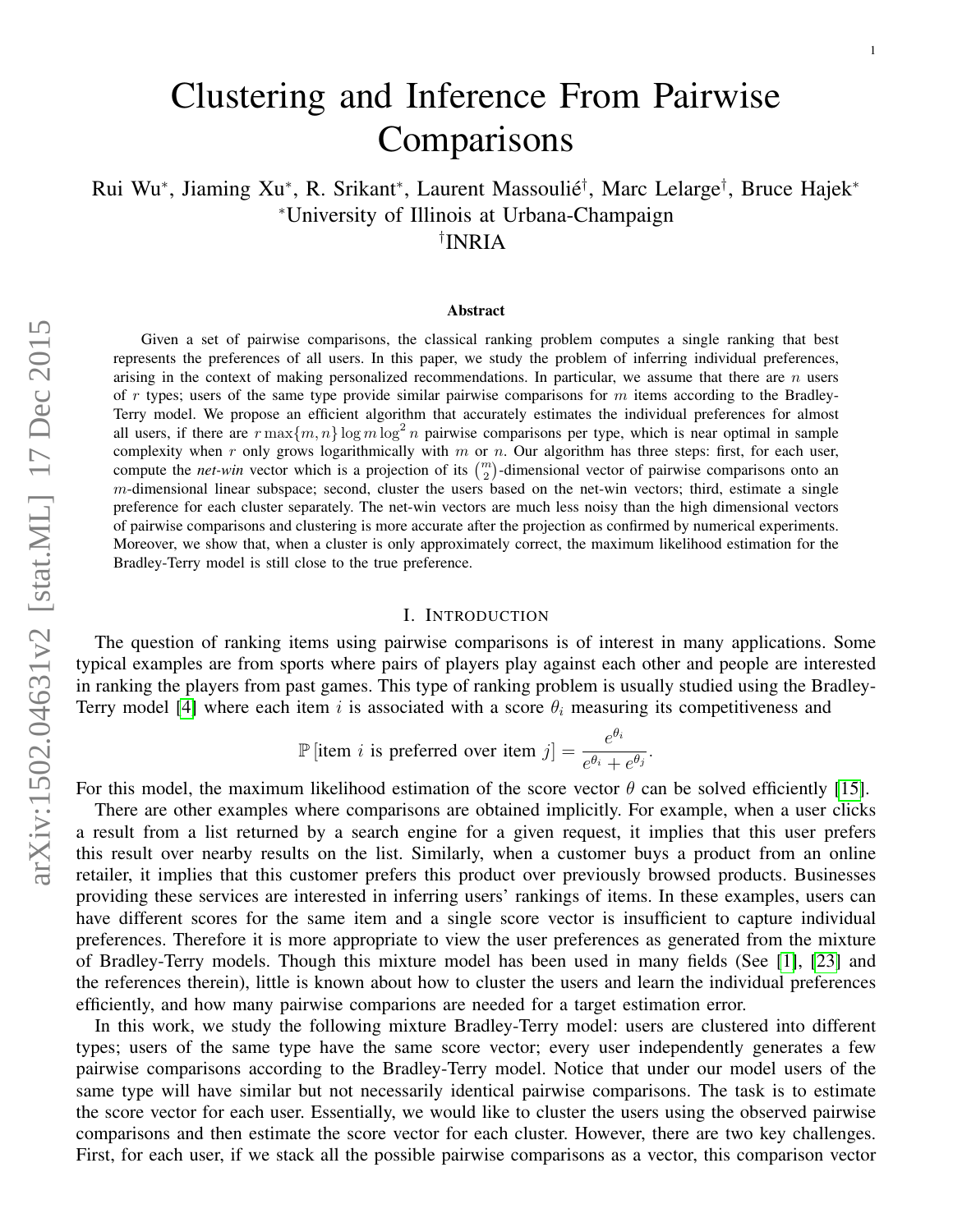# Clustering and Inference From Pairwise Comparisons

Rui Wu*, Jiaming Xu*, R. Srikant*, Laurent Massoulié†, Marc Lelarge†, Bruce Hajek*

*University of Illinois at Urbana-Champaign

†INRIA

### Abstract

Given a set of pairwise comparisons, the classical ranking problem computes a single ranking that best represents the preferences of all users. In this paper, we study the problem of inferring individual preferences, arising in the context of making personalized recommendations. In particular, we assume that there are $n$ users of $r$ types; users of the same type provide similar pairwise comparisons for $m$ items according to the Bradley-Terry model. We propose an efficient algorithm that accurately estimates the individual preferences for almost all users, if there are $r \max\{m, n\} \log m \log^2 n$ pairwise comparisons per type, which is near optimal in sample complexity when $r$ only grows logarithmically with $m$ or $n$. Our algorithm has three steps: first, for each user, compute the *net-win* vector which is a projection of its $\binom{m}{2}$-dimensional vector of pairwise comparisons onto an $m$-dimensional linear subspace; second, cluster the users based on the net-win vectors; third, estimate a single preference for each cluster separately. The net-win vectors are much less noisy than the high dimensional vectors of pairwise comparisons and clustering is more accurate after the projection as confirmed by numerical experiments. Moreover, we show that, when a cluster is only approximately correct, the maximum likelihood estimation for the Bradley-Terry model is still close to the true preference.

## I. Introduction

The question of ranking items using pairwise comparisons is of interest in many applications. Some typical examples are from sports where pairs of players play against each other and people are interested in ranking the players from past games. This type of ranking problem is usually studied using the Bradley-Terry model [4] where each item $i$ is associated with a score $\theta_i$ measuring its competitiveness and

$$\mathbb{P}\left[\text{item } i \text{ is preferred over item } j\right] = \frac{e^{\theta_i}}{e^{\theta_i} + e^{\theta_j}}.$$

For this model, the maximum likelihood estimation of the score vector $\theta$ can be solved efficiently [15].

There are other examples where comparisons are obtained implicitly. For example, when a user clicks a result from a list returned by a search engine for a given request, it implies that this user prefers this result over nearby results on the list. Similarly, when a customer buys a product from an online retailer, it implies that this customer prefers this product over previously browsed products. Businesses providing these services are interested in inferring users' rankings of items. In these examples, users can have different scores for the same item and a single score vector is insufficient to capture individual preferences. Therefore it is more appropriate to view the user preferences as generated from the mixture of Bradley-Terry models. Though this mixture model has been used in many fields (See [1], [23] and the references therein), little is known about how to cluster the users and learn the individual preferences efficiently, and how many pairwise comparions are needed for a target estimation error.

In this work, we study the following mixture Bradley-Terry model: users are clustered into different types; users of the same type have the same score vector; every user independently generates a few pairwise comparisons according to the Bradley-Terry model. Notice that under our model users of the same type will have similar but not necessarily identical pairwise comparisons. The task is to estimate the score vector for each user. Essentially, we would like to cluster the users using the observed pairwise comparisons and then estimate the score vector for each cluster. However, there are two key challenges. First, for each user, if we stack all the possible pairwise comparisons as a vector, this comparison vector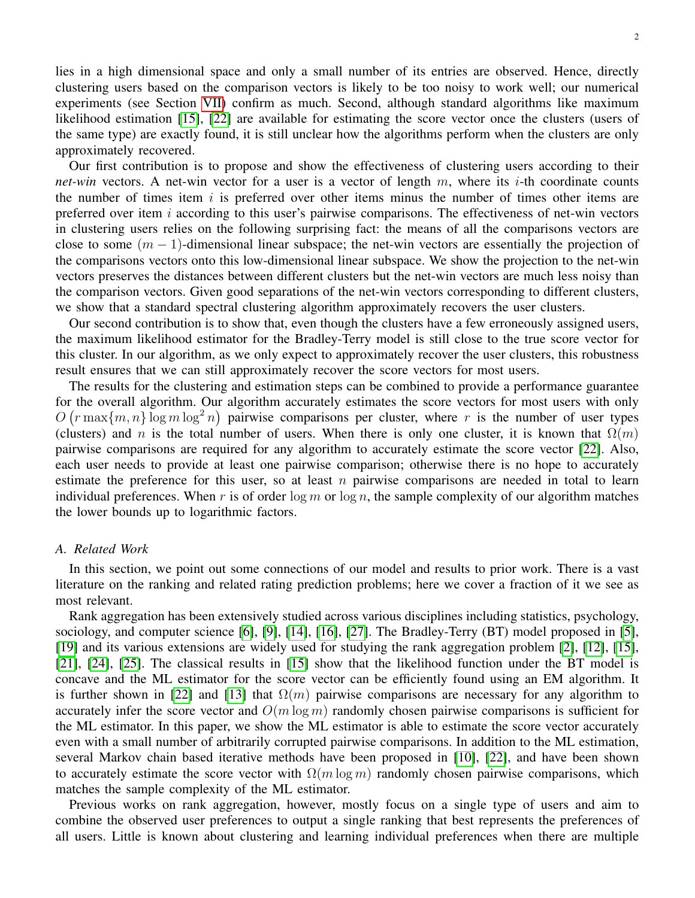lies in a high dimensional space and only a small number of its entries are observed. Hence, directly clustering users based on the comparison vectors is likely to be too noisy to work well; our numerical experiments (see Section VII) confirm as much. Second, although standard algorithms like maximum likelihood estimation [15], [22] are available for estimating the score vector once the clusters (users of the same type) are exactly found, it is still unclear how the algorithms perform when the clusters are only approximately recovered.

Our first contribution is to propose and show the effectiveness of clustering users according to their *net-win* vectors. A net-win vector for a user is a vector of length $m$, where its $i$-th coordinate counts the number of times item $i$ is preferred over other items minus the number of times other items are preferred over item $i$ according to this user's pairwise comparisons. The effectiveness of net-win vectors in clustering users relies on the following surprising fact: the means of all the comparisons vectors are close to some $(m-1)$-dimensional linear subspace; the net-win vectors are essentially the projection of the comparisons vectors onto this low-dimensional linear subspace. We show the projection to the net-win vectors preserves the distances between different clusters but the net-win vectors are much less noisy than the comparison vectors. Given good separations of the net-win vectors corresponding to different clusters, we show that a standard spectral clustering algorithm approximately recovers the user clusters.

Our second contribution is to show that, even though the clusters have a few erroneously assigned users, the maximum likelihood estimator for the Bradley-Terry model is still close to the true score vector for this cluster. In our algorithm, as we only expect to approximately recover the user clusters, this robustness result ensures that we can still approximately recover the score vectors for most users.

The results for the clustering and estimation steps can be combined to provide a performance guarantee for the overall algorithm. Our algorithm accurately estimates the score vectors for most users with only $O\left(r \max\{m, n\} \log m \log^2 n\right)$ pairwise comparisons per cluster, where $r$ is the number of user types (clusters) and $n$ is the total number of users. When there is only one cluster, it is known that $\Omega(m)$ pairwise comparisons are required for any algorithm to accurately estimate the score vector [22]. Also, each user needs to provide at least one pairwise comparison; otherwise there is no hope to accurately estimate the preference for this user, so at least $n$ pairwise comparisons are needed in total to learn individual preferences. When $r$ is of order $\log m$ or $\log n$, the sample complexity of our algorithm matches the lower bounds up to logarithmic factors.

### A. Related Work

In this section, we point out some connections of our model and results to prior work. There is a vast literature on the ranking and related rating prediction problems; here we cover a fraction of it we see as most relevant.

Rank aggregation has been extensively studied across various disciplines including statistics, psychology, sociology, and computer science [6], [9], [14], [16], [27]. The Bradley-Terry (BT) model proposed in [5], [19] and its various extensions are widely used for studying the rank aggregation problem [2], [12], [15], [21], [24], [25]. The classical results in [15] show that the likelihood function under the BT model is concave and the ML estimator for the score vector can be efficiently found using an EM algorithm. It is further shown in [22] and [13] that $\Omega(m)$ pairwise comparisons are necessary for any algorithm to accurately infer the score vector and $O(m \log m)$ randomly chosen pairwise comparisons is sufficient for the ML estimator. In this paper, we show the ML estimator is able to estimate the score vector accurately even with a small number of arbitrarily corrupted pairwise comparisons. In addition to the ML estimation, several Markov chain based iterative methods have been proposed in [10], [22], and have been shown to accurately estimate the score vector with $\Omega(m \log m)$ randomly chosen pairwise comparisons, which matches the sample complexity of the ML estimator.

Previous works on rank aggregation, however, mostly focus on a single type of users and aim to combine the observed user preferences to output a single ranking that best represents the preferences of all users. Little is known about clustering and learning individual preferences when there are multiple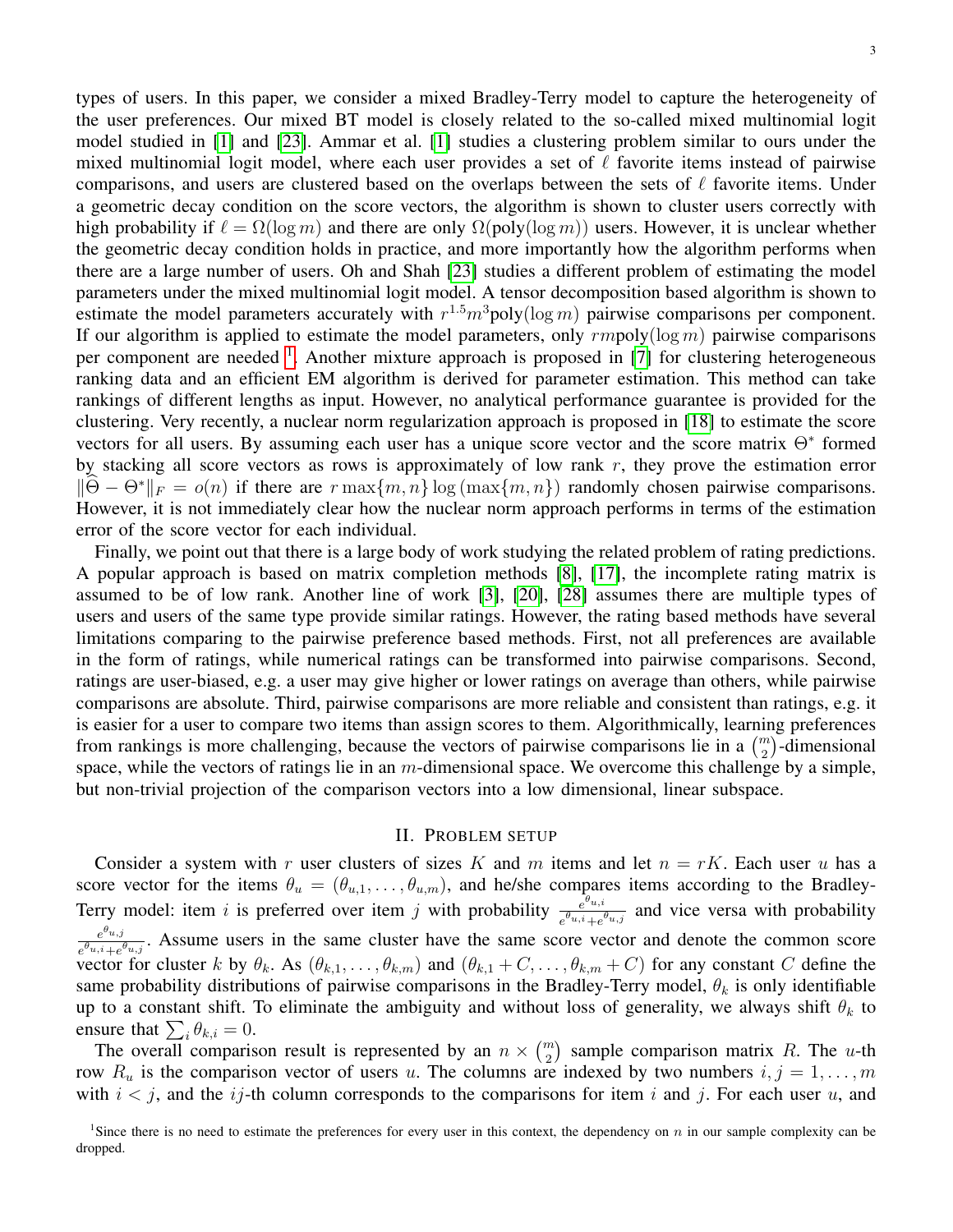types of users. In this paper, we consider a mixed Bradley-Terry model to capture the heterogeneity of the user preferences. Our mixed BT model is closely related to the so-called mixed multinomial logit model studied in [1] and [23]. Ammar et al. [1] studies a clustering problem similar to ours under the mixed multinomial logit model, where each user provides a set of $\ell$ favorite items instead of pairwise comparisons, and users are clustered based on the overlaps between the sets of $\ell$ favorite items. Under a geometric decay condition on the score vectors, the algorithm is shown to cluster users correctly with high probability if $\ell = \Omega(\log m)$ and there are only $\Omega(\text{poly}(\log m))$ users. However, it is unclear whether the geometric decay condition holds in practice, and more importantly how the algorithm performs when there are a large number of users. Oh and Shah [23] studies a different problem of estimating the model parameters under the mixed multinomial logit model. A tensor decomposition based algorithm is shown to estimate the model parameters accurately with $r^{1.5}m^3\text{poly}(\log m)$ pairwise comparisons per component. If our algorithm is applied to estimate the model parameters, only $rm\text{poly}(\log m)$ pairwise comparisons per component are needed [1]. Another mixture approach is proposed in [7] for clustering heterogeneous ranking data and an efficient EM algorithm is derived for parameter estimation. This method can take rankings of different lengths as input. However, no analytical performance guarantee is provided for the clustering. Very recently, a nuclear norm regularization approach is proposed in [18] to estimate the score vectors for all users. By assuming each user has a unique score vector and the score matrix $\Theta^*$ formed by stacking all score vectors as rows is approximately of low rank $r$, they prove the estimation error $\|\widehat{\Theta} - \Theta^*\|_F = o(n)$ if there are $r \max\{m, n\} \log(\max\{m, n\})$ randomly chosen pairwise comparisons. However, it is not immediately clear how the nuclear norm approach performs in terms of the estimation error of the score vector for each individual.

Finally, we point out that there is a large body of work studying the related problem of rating predictions. A popular approach is based on matrix completion methods [8], [17], the incomplete rating matrix is assumed to be of low rank. Another line of work [3], [20], [28] assumes there are multiple types of users and users of the same type provide similar ratings. However, the rating based methods have several limitations comparing to the pairwise preference based methods. First, not all preferences are available in the form of ratings, while numerical ratings can be transformed into pairwise comparisons. Second, ratings are user-biased, e.g. a user may give higher or lower ratings on average than others, while pairwise comparisons are absolute. Third, pairwise comparisons are more reliable and consistent than ratings, e.g. it is easier for a user to compare two items than assign scores to them. Algorithmically, learning preferences from rankings is more challenging, because the vectors of pairwise comparisons lie in a $\binom{m}{2}$-dimensional space, while the vectors of ratings lie in an $m$-dimensional space. We overcome this challenge by a simple, but non-trivial projection of the comparison vectors into a low dimensional, linear subspace.

## II. Problem setup

Consider a system with $r$ user clusters of sizes $K$ and $m$ items and let $n = rK$. Each user $u$ has a score vector for the items $\theta_u = (\theta_{u,1}, \dots, \theta_{u,m})$, and he/she compares items according to the Bradley-Terry model: item $i$ is preferred over item $j$ with probability $\frac{e^{\theta_{u,i}}}{e^{\theta_{u,i}} + e^{\theta_{u,j}}}$ and vice versa with probability $\frac{e^{\theta_{u,j}}}{e^{\theta_{u,i}} + e^{\theta_{u,j}}}$. Assume users in the same cluster have the same score vector and denote the common score vector for cluster $k$ by $\theta_k$. As $(\theta_{k,1}, \dots, \theta_{k,m})$ and $(\theta_{k,1} + C, \dots, \theta_{k,m} + C)$ for any constant $C$ define the same probability distributions of pairwise comparisons in the Bradley-Terry model, $\theta_k$ is only identifiable up to a constant shift. To eliminate the ambiguity and without loss of generality, we always shift $\theta_k$ to ensure that $\sum_i \theta_{k,i} = 0$.

The overall comparison result is represented by an $n \times \binom{m}{2}$ sample comparison matrix $R$. The $u$-th row $R_u$ is the comparison vector of users $u$. The columns are indexed by two numbers $i, j = 1, \dots, m$ with $i < j$, and the $ij$-th column corresponds to the comparisons for item $i$ and $j$. For each user $u$, and

[1] Since there is no need to estimate the preferences for every user in this context, the dependency on $n$ in our sample complexity can be dropped.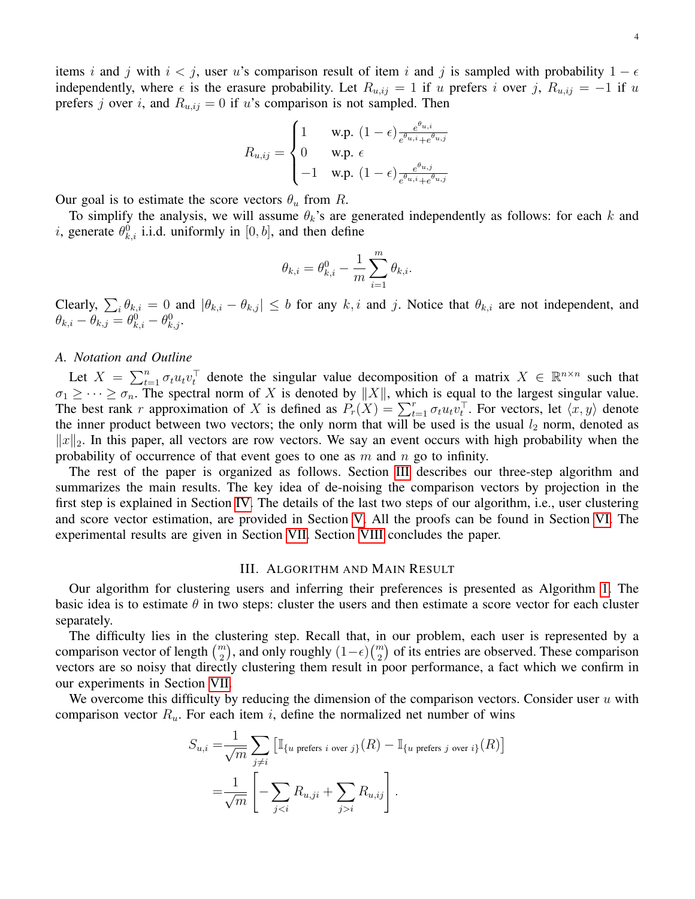items $i$ and $j$ with $i < j$, user $u$'s comparison result of item $i$ and $j$ is sampled with probability $1-\epsilon$ independently, where $\epsilon$ is the erasure probability. Let $R_{u,ij} = 1$ if $u$ prefers $i$ over $j$, $R_{u,ij} = -1$ if $u$ prefers $j$ over $i$, and $R_{u,ij} = 0$ if $u$'s comparison is not sampled. Then

$$R_{u,ij} = \begin{cases} 1 & \text{w.p. } (1-\epsilon)\frac{e^{\theta_{u,i}}}{e^{\theta_{u,i}}+e^{\theta_{u,j}}} \\ 0 & \text{w.p. } \epsilon \\ -1 & \text{w.p. } (1-\epsilon)\frac{e^{\theta_{u,j}}}{e^{\theta_{u,i}}+e^{\theta_{u,j}}} \end{cases}$$

Our goal is to estimate the score vectors $\theta_u$ from $R$.

To simplify the analysis, we will assume $\theta_k$'s are generated independently as follows: for each $k$ and $i$, generate $\theta^0_{k,i}$ i.i.d. uniformly in $[0, b]$, and then define

$$\theta_{k,i} = \theta^0_{k,i} - \frac{1}{m}\sum_{i=1}^{m} \theta_{k,i}.$$

Clearly, $\sum_i \theta_{k,i} = 0$ and $|\theta_{k,i} - \theta_{k,j}| \le b$ for any $k, i$ and $j$. Notice that $\theta_{k,i}$ are not independent, and $\theta_{k,i} - \theta_{k,j} = \theta^0_{k,i} - \theta^0_{k,j}$.

### A. Notation and Outline

Let $X = \sum_{t=1}^{n} \sigma_t u_t v_t^\top$ denote the singular value decomposition of a matrix $X \in \mathbb{R}^{n\times n}$ such that $\sigma_1 \ge \cdots \ge \sigma_n$. The spectral norm of $X$ is denoted by $\|X\|$, which is equal to the largest singular value. The best rank $r$ approximation of $X$ is defined as $P_r(X) = \sum_{t=1}^{r} \sigma_t u_t v_t^\top$. For vectors, let $\langle x, y\rangle$ denote the inner product between two vectors; the only norm that will be used is the usual $l_2$ norm, denoted as $\|x\|_2$. In this paper, all vectors are row vectors. We say an event occurs with high probability when the probability of occurrence of that event goes to one as $m$ and $n$ go to infinity.

The rest of the paper is organized as follows. Section III describes our three-step algorithm and summarizes the main results. The key idea of de-noising the comparison vectors by projection in the first step is explained in Section IV. The details of the last two steps of our algorithm, i.e., user clustering and score vector estimation, are provided in Section V. All the proofs can be found in Section VI. The experimental results are given in Section VII. Section VIII concludes the paper.

## III. Algorithm and Main Result

Our algorithm for clustering users and inferring their preferences is presented as Algorithm 1. The basic idea is to estimate $\theta$ in two steps: cluster the users and then estimate a score vector for each cluster separately.

The difficulty lies in the clustering step. Recall that, in our problem, each user is represented by a comparison vector of length $\binom{m}{2}$, and only roughly $(1-\epsilon)\binom{m}{2}$ of its entries are observed. These comparison vectors are so noisy that directly clustering them result in poor performance, a fact which we confirm in our experiments in Section VII.

We overcome this difficulty by reducing the dimension of the comparison vectors. Consider user $u$ with comparison vector $R_u$. For each item $i$, define the normalized net number of wins

$$\begin{aligned} S_{u,i} =& \frac{1}{\sqrt{m}} \sum_{j\ne i} \left[\mathbb{I}_{\{u \text{ prefers } i \text{ over } j\}}(R) - \mathbb{I}_{\{u \text{ prefers } j \text{ over } i\}}(R)\right] \\ =& \frac{1}{\sqrt{m}}\left[-\sum_{j<i} R_{u,ji} + \sum_{j>i} R_{u,ij}\right]. \end{aligned}$$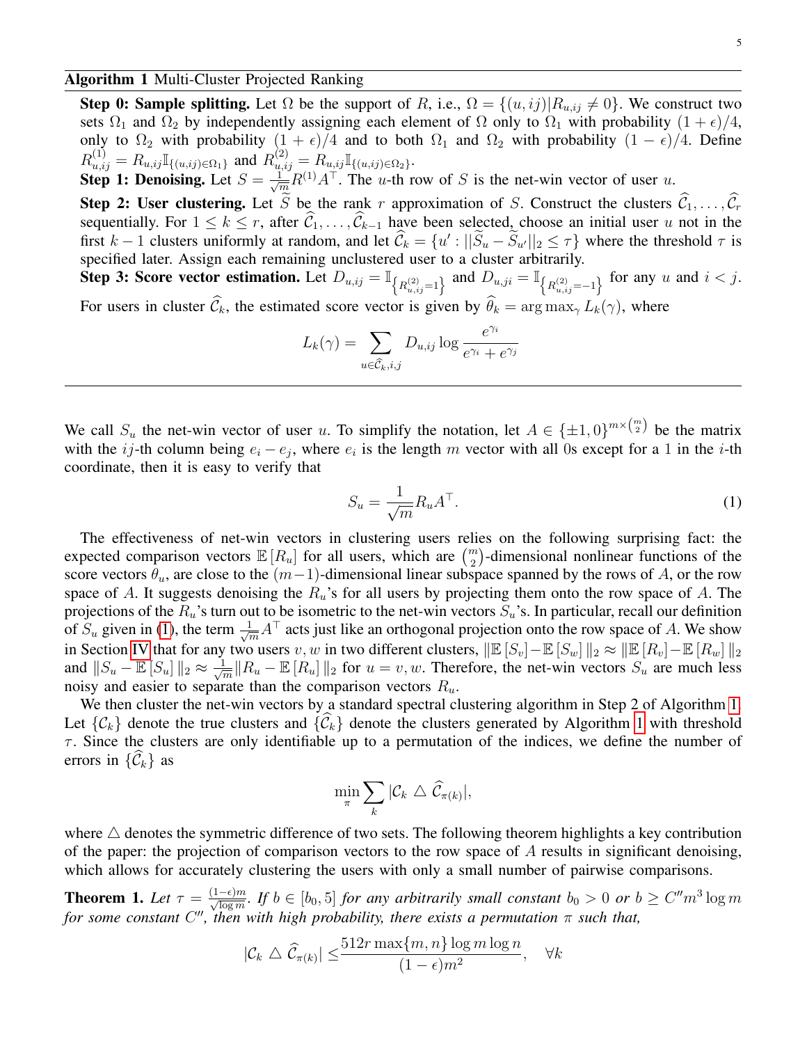**Algorithm 1** Multi-Cluster Projected Ranking

**Step 0: Sample splitting.** Let $\Omega$ be the support of $R$, i.e., $\Omega = \{(u,ij)|R_{u,ij} \neq 0\}$. We construct two sets $\Omega_1$ and $\Omega_2$ by independently assigning each element of $\Omega$ only to $\Omega_1$ with probability $(1+\epsilon)/4$, only to $\Omega_2$ with probability $(1+\epsilon)/4$ and to both $\Omega_1$ and $\Omega_2$ with probability $(1-\epsilon)/4$. Define $R^{(1)}_{u,ij} = R_{u,ij}\mathbb{I}_{\{(u,ij)\in\Omega_1\}}$ and $R^{(2)}_{u,ij} = R_{u,ij}\mathbb{I}_{\{(u,ij)\in\Omega_2\}}$.

**Step 1: Denoising.** Let $S = \frac{1}{\sqrt{m}}R^{(1)}A^\top$. The $u$-th row of $S$ is the net-win vector of user $u$.

**Step 2: User clustering.** Let $\widetilde{S}$ be the rank $r$ approximation of $S$. Construct the clusters $\widehat{\mathcal{C}}_1, \ldots, \widehat{\mathcal{C}}_r$ sequentially. For $1 \le k \le r$, after $\widehat{\mathcal{C}}_1, \ldots, \widehat{\mathcal{C}}_{k-1}$ have been selected, choose an initial user $u$ not in the first $k-1$ clusters uniformly at random, and let $\widehat{\mathcal{C}}_k = \{u' : ||\widetilde{S}_u - \widetilde{S}_{u'}||_2 \le \tau\}$ where the threshold $\tau$ is specified later. Assign each remaining unclustered user to a cluster arbitrarily.

**Step 3: Score vector estimation.** Let $D_{u,ij} = \mathbb{I}_{\left\{R^{(2)}_{u,ij}=1\right\}}$ and $D_{u,ji} = \mathbb{I}_{\left\{R^{(2)}_{u,ij}=-1\right\}}$ for any $u$ and $i<j$. For users in cluster $\widehat{\mathcal{C}}_k$, the estimated score vector is given by $\widehat{\theta}_k = \arg\max_\gamma L_k(\gamma)$, where

$$L_k(\gamma) = \sum_{u\in\widehat{\mathcal{C}}_k, i,j} D_{u,ij}\log\frac{e^{\gamma_i}}{e^{\gamma_i}+e^{\gamma_j}}$$

---

We call $S_u$ the net-win vector of user $u$. To simplify the notation, let $A \in \{\pm 1, 0\}^{m\times\binom{m}{2}}$ be the matrix with the $ij$-th column being $e_i - e_j$, where $e_i$ is the length $m$ vector with all 0s except for a 1 in the $i$-th coordinate, then it is easy to verify that

$$S_u = \frac{1}{\sqrt{m}}R_u A^\top. \tag{1}$$

The effectiveness of net-win vectors in clustering users relies on the following surprising fact: the expected comparison vectors $\mathbb{E}[R_u]$ for all users, which are $\binom{m}{2}$-dimensional nonlinear functions of the score vectors $\theta_u$, are close to the $(m-1)$-dimensional linear subspace spanned by the rows of $A$, or the row space of $A$. It suggests denoising the $R_u$'s for all users by projecting them onto the row space of $A$. The projections of the $R_u$'s turn out to be isometric to the net-win vectors $S_u$'s. In particular, recall our definition of $S_u$ given in (1), the term $\frac{1}{\sqrt{m}}A^\top$ acts just like an orthogonal projection onto the row space of $A$. We show in Section IV that for any two users $v, w$ in two different clusters, $\|\mathbb{E}[S_v] - \mathbb{E}[S_w]\|_2 \approx \|\mathbb{E}[R_v] - \mathbb{E}[R_w]\|_2$ and $\|S_u - \mathbb{E}[S_u]\|_2 \approx \frac{1}{\sqrt{m}}\|R_u - \mathbb{E}[R_u]\|_2$ for $u = v, w$. Therefore, the net-win vectors $S_u$ are much less noisy and easier to separate than the comparison vectors $R_u$.

We then cluster the net-win vectors by a standard spectral clustering algorithm in Step 2 of Algorithm 1. Let $\{\mathcal{C}_k\}$ denote the true clusters and $\{\widehat{\mathcal{C}}_k\}$ denote the clusters generated by Algorithm 1 with threshold $\tau$. Since the clusters are only identifiable up to a permutation of the indices, we define the number of errors in $\{\widehat{\mathcal{C}}_k\}$ as

$$\min_\pi \sum_k |\mathcal{C}_k \bigtriangleup \widehat{\mathcal{C}}_{\pi(k)}|,$$

where $\bigtriangleup$ denotes the symmetric difference of two sets. The following theorem highlights a key contribution of the paper: the projection of comparison vectors to the row space of $A$ results in significant denoising, which allows for accurately clustering the users with only a small number of pairwise comparisons.

**Theorem 1.** *Let $\tau = \frac{(1-\epsilon)m}{\sqrt{\log m}}$. If $b \in [b_0, 5]$ for any arbitrarily small constant $b_0 > 0$ or $b \ge C'' m^3 \log m$ for some constant $C''$, then with high probability, there exists a permutation $\pi$ such that,*

$$|\mathcal{C}_k \bigtriangleup \widehat{\mathcal{C}}_{\pi(k)}| \le \frac{512 r \max\{m,n\}\log m \log n}{(1-\epsilon)m^2}, \quad \forall k$$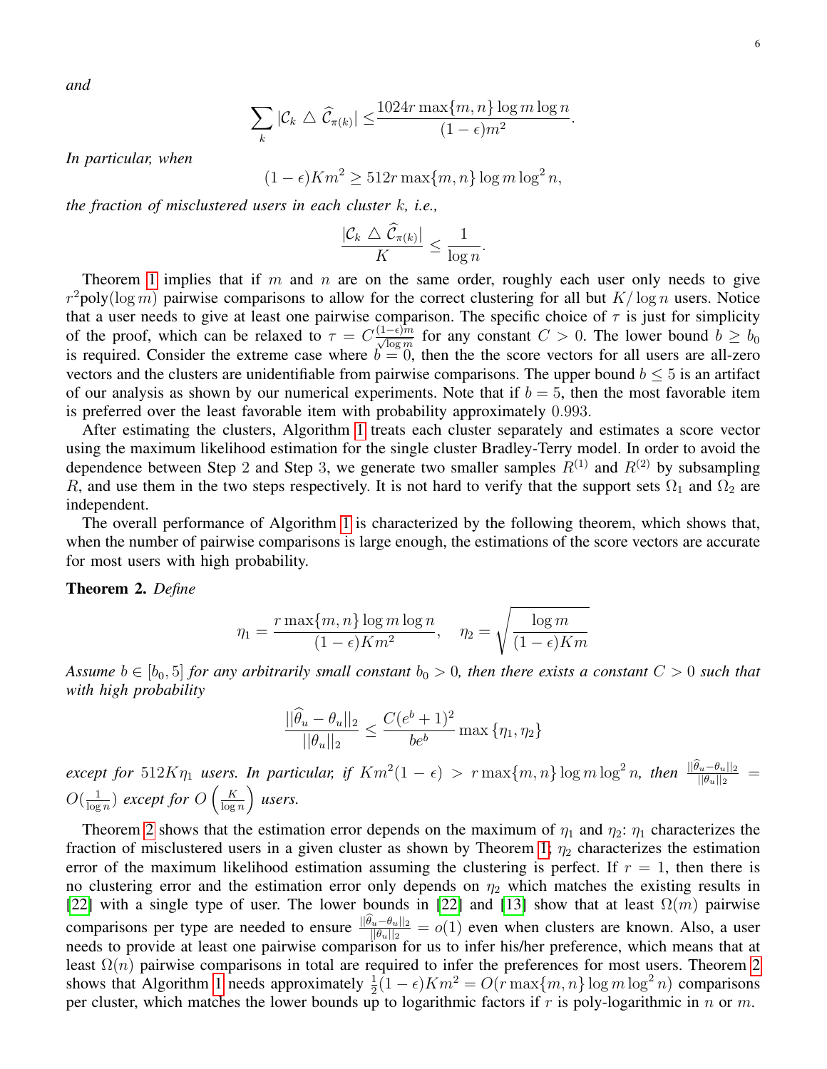*and*

$$\sum_k |\mathcal{C}_k \triangle \widehat{\mathcal{C}}_{\pi(k)}| \leq \frac{1024 r \max\{m,n\} \log m \log n}{(1-\epsilon)m^2}.$$

*In particular, when*

$$(1-\epsilon)Km^2 \geq 512 r \max\{m,n\} \log m \log^2 n,$$

*the fraction of misclustered users in each cluster $k$, i.e.,*

$$\frac{|\mathcal{C}_k \triangle \widehat{\mathcal{C}}_{\pi(k)}|}{K} \leq \frac{1}{\log n}.$$

Theorem 1 implies that if $m$ and $n$ are on the same order, roughly each user only needs to give $r^2 \text{poly}(\log m)$ pairwise comparisons to allow for the correct clustering for all but $K/\log n$ users. Notice that a user needs to give at least one pairwise comparison. The specific choice of $\tau$ is just for simplicity of the proof, which can be relaxed to $\tau = C\frac{(1-\epsilon)m}{\sqrt{\log m}}$ for any constant $C > 0$. The lower bound $b \geq b_0$ is required. Consider the extreme case where $b = 0$, then the the score vectors for all users are all-zero vectors and the clusters are unidentifiable from pairwise comparisons. The upper bound $b \leq 5$ is an artifact of our analysis as shown by our numerical experiments. Note that if $b = 5$, then the most favorable item is preferred over the least favorable item with probability approximately $0.993$.

After estimating the clusters, Algorithm 1 treats each cluster separately and estimates a score vector using the maximum likelihood estimation for the single cluster Bradley-Terry model. In order to avoid the dependence between Step 2 and Step 3, we generate two smaller samples $R^{(1)}$ and $R^{(2)}$ by subsampling $R$, and use them in the two steps respectively. It is not hard to verify that the support sets $\Omega_1$ and $\Omega_2$ are independent.

The overall performance of Algorithm 1 is characterized by the following theorem, which shows that, when the number of pairwise comparisons is large enough, the estimations of the score vectors are accurate for most users with high probability.

**Theorem 2.** *Define*

$$\eta_1 = \frac{r \max\{m,n\} \log m \log n}{(1-\epsilon)Km^2}, \quad \eta_2 = \sqrt{\frac{\log m}{(1-\epsilon)Km}}$$

*Assume $b \in [b_0, 5]$ for any arbitrarily small constant $b_0 > 0$, then there exists a constant $C > 0$ such that with high probability*

$$\frac{||\widehat{\theta}_u - \theta_u||_2}{||\theta_u||_2} \leq \frac{C(e^b+1)^2}{be^b} \max\{\eta_1, \eta_2\}$$

*except for $512K\eta_1$ users. In particular, if $Km^2(1-\epsilon) > r \max\{m,n\} \log m \log^2 n$, then $\frac{||\widehat{\theta}_u - \theta_u||_2}{||\theta_u||_2} = O(\frac{1}{\log n})$ except for $O\left(\frac{K}{\log n}\right)$ users.*

Theorem 2 shows that the estimation error depends on the maximum of $\eta_1$ and $\eta_2$: $\eta_1$ characterizes the fraction of misclustered users in a given cluster as shown by Theorem 1; $\eta_2$ characterizes the estimation error of the maximum likelihood estimation assuming the clustering is perfect. If $r = 1$, then there is no clustering error and the estimation error only depends on $\eta_2$ which matches the existing results in [22] with a single type of user. The lower bounds in [22] and [13] show that at least $\Omega(m)$ pairwise comparisons per type are needed to ensure $\frac{||\widehat{\theta}_u - \theta_u||_2}{||\theta_u||_2} = o(1)$ even when clusters are known. Also, a user needs to provide at least one pairwise comparison for us to infer his/her preference, which means that at least $\Omega(n)$ pairwise comparisons in total are required to infer the preferences for most users. Theorem 2 shows that Algorithm 1 needs approximately $\frac{1}{2}(1-\epsilon)Km^2 = O(r \max\{m,n\} \log m \log^2 n)$ comparisons per cluster, which matches the lower bounds up to logarithmic factors if $r$ is poly-logarithmic in $n$ or $m$.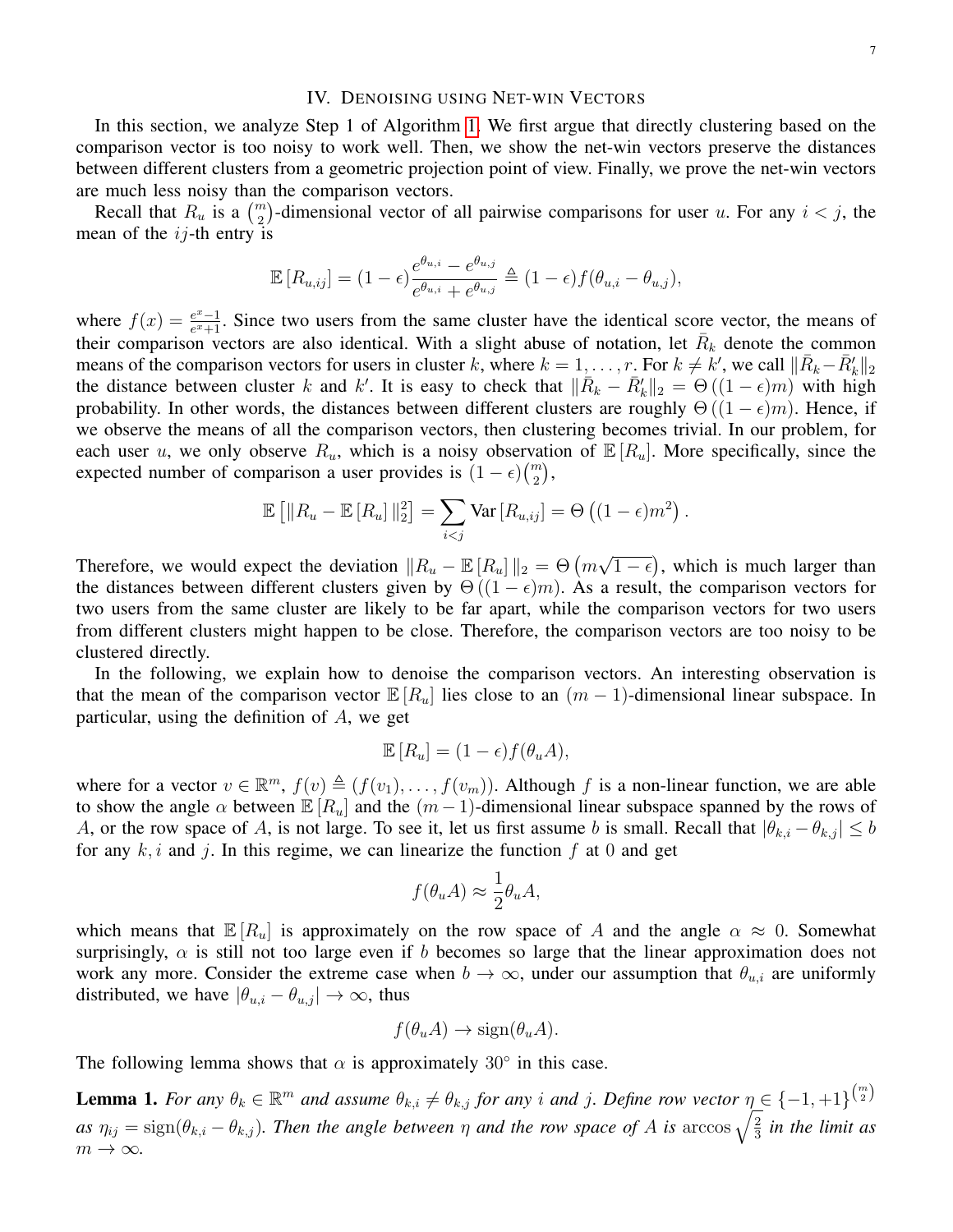## IV. Denoising using Net-win Vectors

In this section, we analyze Step 1 of Algorithm 1. We first argue that directly clustering based on the comparison vector is too noisy to work well. Then, we show the net-win vectors preserve the distances between different clusters from a geometric projection point of view. Finally, we prove the net-win vectors are much less noisy than the comparison vectors.

Recall that $R_u$ is a $\binom{m}{2}$-dimensional vector of all pairwise comparisons for user $u$. For any $i < j$, the mean of the $ij$-th entry is

$$\mathbb{E}\left[R_{u,ij}\right] = (1-\epsilon)\frac{e^{\theta_{u,i}} - e^{\theta_{u,j}}}{e^{\theta_{u,i}} + e^{\theta_{u,j}}} \triangleq (1-\epsilon) f(\theta_{u,i} - \theta_{u,j}),$$

where $f(x) = \frac{e^x - 1}{e^x + 1}$. Since two users from the same cluster have the identical score vector, the means of their comparison vectors are also identical. With a slight abuse of notation, let $\bar{R}_k$ denote the common means of the comparison vectors for users in cluster $k$, where $k = 1, \ldots, r$. For $k \neq k'$, we call $\|\bar{R}_k - \bar{R}'_k\|_2$ the distance between cluster $k$ and $k'$. It is easy to check that $\|\bar{R}_k - \bar{R}'_k\|_2 = \Theta\left((1-\epsilon)m\right)$ with high probability. In other words, the distances between different clusters are roughly $\Theta\left((1-\epsilon)m\right)$. Hence, if we observe the means of all the comparison vectors, then clustering becomes trivial. In our problem, for each user $u$, we only observe $R_u$, which is a noisy observation of $\mathbb{E}\left[R_u\right]$. More specifically, since the expected number of comparison a user provides is $(1-\epsilon)\binom{m}{2}$,

$$\mathbb{E}\left[\|R_u - \mathbb{E}\left[R_u\right]\|_2^2\right] = \sum_{i<j} \operatorname{Var}\left[R_{u,ij}\right] = \Theta\left((1-\epsilon)m^2\right).$$

Therefore, we would expect the deviation $\|R_u - \mathbb{E}\left[R_u\right]\|_2 = \Theta\left(m\sqrt{1-\epsilon}\right)$, which is much larger than the distances between different clusters given by $\Theta\left((1-\epsilon)m\right)$. As a result, the comparison vectors for two users from the same cluster are likely to be far apart, while the comparison vectors for two users from different clusters might happen to be close. Therefore, the comparison vectors are too noisy to be clustered directly.

In the following, we explain how to denoise the comparison vectors. An interesting observation is that the mean of the comparison vector $\mathbb{E}\left[R_u\right]$ lies close to an $(m-1)$-dimensional linear subspace. In particular, using the definition of $A$, we get

$$\mathbb{E}\left[R_u\right] = (1-\epsilon) f(\theta_u A),$$

where for a vector $v \in \mathbb{R}^m$, $f(v) \triangleq (f(v_1), \ldots, f(v_m))$. Although $f$ is a non-linear function, we are able to show the angle $\alpha$ between $\mathbb{E}\left[R_u\right]$ and the $(m-1)$-dimensional linear subspace spanned by the rows of $A$, or the row space of $A$, is not large. To see it, let us first assume $b$ is small. Recall that $|\theta_{k,i} - \theta_{k,j}| \leq b$ for any $k, i$ and $j$. In this regime, we can linearize the function $f$ at $0$ and get

$$f(\theta_u A) \approx \frac{1}{2}\theta_u A,$$

which means that $\mathbb{E}\left[R_u\right]$ is approximately on the row space of $A$ and the angle $\alpha \approx 0$. Somewhat surprisingly, $\alpha$ is still not too large even if $b$ becomes so large that the linear approximation does not work any more. Consider the extreme case when $b \to \infty$, under our assumption that $\theta_{u,i}$ are uniformly distributed, we have $|\theta_{u,i} - \theta_{u,j}| \to \infty$, thus

$$f(\theta_u A) \to \operatorname{sign}(\theta_u A).$$

The following lemma shows that $\alpha$ is approximately $30^\circ$ in this case.

**Lemma 1.** *For any $\theta_k \in \mathbb{R}^m$ and assume $\theta_{k,i} \neq \theta_{k,j}$ for any $i$ and $j$. Define row vector $\eta \in \{-1, +1\}^{\binom{m}{2}}$ as $\eta_{ij} = \operatorname{sign}(\theta_{k,i} - \theta_{k,j})$. Then the angle between $\eta$ and the row space of $A$ is $\arccos\sqrt{\frac{2}{3}}$ in the limit as $m \to \infty$.*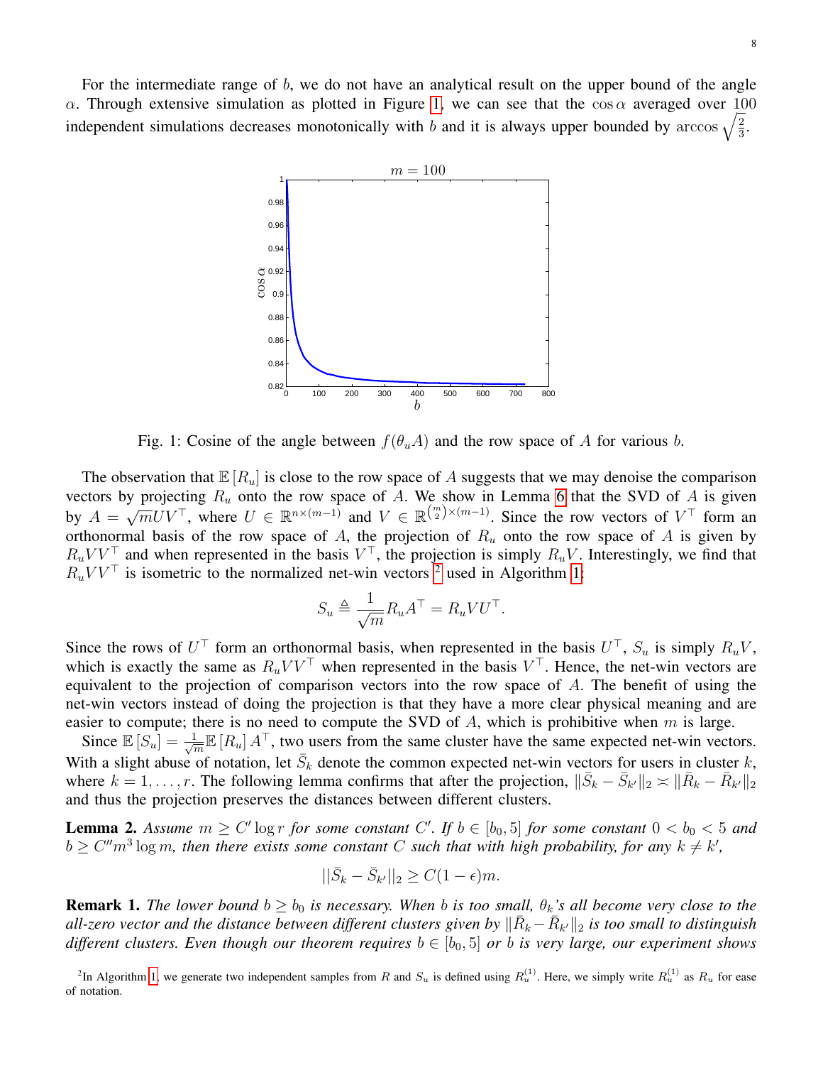For the intermediate range of $b$, we do not have an analytical result on the upper bound of the angle $\alpha$. Through extensive simulation as plotted in Figure 1, we can see that the $\cos \alpha$ averaged over $100$ independent simulations decreases monotonically with $b$ and it is always upper bounded by $\arccos \sqrt{\frac{2}{3}}$.

Fig. 1: Cosine of the angle between $f(\theta_u A)$ and the row space of $A$ for various $b$.

The observation that $\mathbb{E}[R_u]$ is close to the row space of $A$ suggests that we may denoise the comparison vectors by projecting $R_u$ onto the row space of $A$. We show in Lemma 6 that the SVD of $A$ is given by $A = \sqrt{m} U V^\top$, where $U \in \mathbb{R}^{n \times (m-1)}$ and $V \in \mathbb{R}^{\binom{m}{2} \times (m-1)}$. Since the row vectors of $V^\top$ form an orthonormal basis of the row space of $A$, the projection of $R_u$ onto the row space of $A$ is given by $R_u V V^\top$ and when represented in the basis $V^\top$, the projection is simply $R_u V$. Interestingly, we find that $R_u V V^\top$ is isometric to the normalized net-win vectors [2] used in Algorithm 1:

$$S_u \triangleq \frac{1}{\sqrt{m}} R_u A^\top = R_u V U^\top.$$

Since the rows of $U^\top$ form an orthonormal basis, when represented in the basis $U^\top$, $S_u$ is simply $R_u V$, which is exactly the same as $R_u V V^\top$ when represented in the basis $V^\top$. Hence, the net-win vectors are equivalent to the projection of comparison vectors into the row space of $A$. The benefit of using the net-win vectors instead of doing the projection is that they have a more clear physical meaning and are easier to compute; there is no need to compute the SVD of $A$, which is prohibitive when $m$ is large.

Since $\mathbb{E}[S_u] = \frac{1}{\sqrt{m}} \mathbb{E}[R_u] A^\top$, two users from the same cluster have the same expected net-win vectors. With a slight abuse of notation, let $\bar{S}_k$ denote the common expected net-win vectors for users in cluster $k$, where $k = 1, \ldots, r$. The following lemma confirms that after the projection, $\|\bar{S}_k - \bar{S}_{k'}\|_2 \asymp \|\bar{R}_k - \bar{R}_{k'}\|_2$ and thus the projection preserves the distances between different clusters.

**Lemma 2.** *Assume $m \geq C' \log r$ for some constant $C'$. If $b \in [b_0, 5]$ for some constant $0 < b_0 < 5$ and $b \geq C'' m^3 \log m$, then there exists some constant $C$ such that with high probability, for any $k \neq k'$,*

$$||\bar{S}_k - \bar{S}_{k'}||_2 \geq C(1-\epsilon)m.$$

**Remark 1.** *The lower bound $b \geq b_0$ is necessary. When $b$ is too small, $\theta_k$'s all become very close to the all-zero vector and the distance between different clusters given by $\|\bar{R}_k - \bar{R}_{k'}\|_2$ is too small to distinguish different clusters. Even though our theorem requires $b \in [b_0, 5]$ or $b$ is very large, our experiment shows*

[2] In Algorithm 1, we generate two independent samples from $R$ and $S_u$ is defined using $R_u^{(1)}$. Here, we simply write $R_u^{(1)}$ as $R_u$ for ease of notation.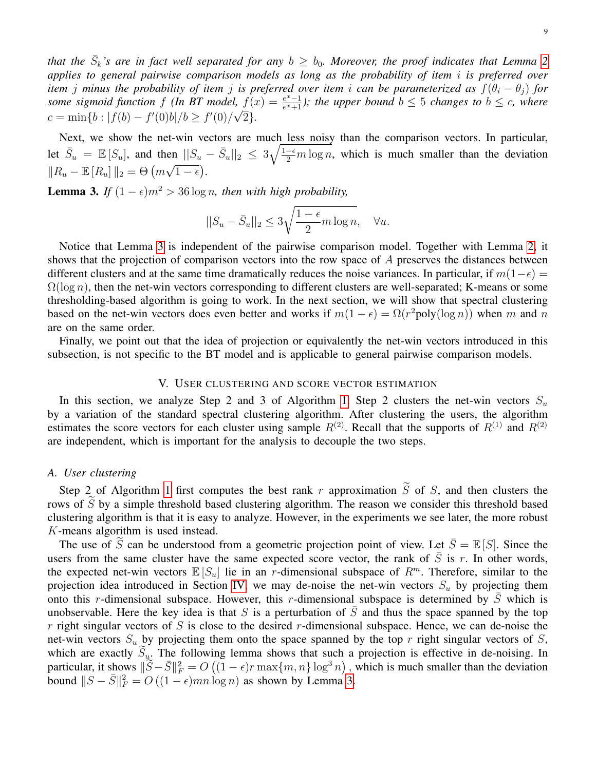*that the $\bar{S}_k$'s are in fact well separated for any $b \geq b_0$. Moreover, the proof indicates that Lemma 2 applies to general pairwise comparison models as long as the probability of item $i$ is preferred over item $j$ minus the probability of item $j$ is preferred over item $i$ can be parameterized as $f(\theta_i - \theta_j)$ for some sigmoid function $f$ (In BT model, $f(x) = \frac{e^x - 1}{e^x + 1}$); the upper bound $b \leq 5$ changes to $b \leq c$, where $c = \min\{b : |f(b) - f'(0)b|/b \geq f'(0)/\sqrt{2}\}$.*

Next, we show the net-win vectors are much less noisy than the comparison vectors. In particular, let $\bar{S}_u = \mathbb{E}[S_u]$, and then $||S_u - \bar{S}_u||_2 \leq 3\sqrt{\frac{1-\epsilon}{2} m \log n}$, which is much smaller than the deviation $\|R_u - \mathbb{E}[R_u]\|_2 = \Theta\left(m\sqrt{1-\epsilon}\right)$.

**Lemma 3.** *If $(1-\epsilon)m^2 > 36 \log n$, then with high probability,*

$$||S_u - \bar{S}_u||_2 \leq 3\sqrt{\frac{1-\epsilon}{2} m \log n}, \quad \forall u.$$

Notice that Lemma 3 is independent of the pairwise comparison model. Together with Lemma 2, it shows that the projection of comparison vectors into the row space of $A$ preserves the distances between different clusters and at the same time dramatically reduces the noise variances. In particular, if $m(1-\epsilon) = \Omega(\log n)$, then the net-win vectors corresponding to different clusters are well-separated; K-means or some thresholding-based algorithm is going to work. In the next section, we will show that spectral clustering based on the net-win vectors does even better and works if $m(1-\epsilon) = \Omega(r^2 \text{poly}(\log n))$ when $m$ and $n$ are on the same order.

Finally, we point out that the idea of projection or equivalently the net-win vectors introduced in this subsection, is not specific to the BT model and is applicable to general pairwise comparison models.

## V. User clustering and score vector estimation

In this section, we analyze Step 2 and 3 of Algorithm 1. Step 2 clusters the net-win vectors $S_u$ by a variation of the standard spectral clustering algorithm. After clustering the users, the algorithm estimates the score vectors for each cluster using sample $R^{(2)}$. Recall that the supports of $R^{(1)}$ and $R^{(2)}$ are independent, which is important for the analysis to decouple the two steps.

### A. User clustering

Step 2 of Algorithm 1 first computes the best rank $r$ approximation $\widetilde{S}$ of $S$, and then clusters the rows of $\widetilde{S}$ by a simple threshold based clustering algorithm. The reason we consider this threshold based clustering algorithm is that it is easy to analyze. However, in the experiments we see later, the more robust $K$-means algorithm is used instead.

The use of $\widetilde{S}$ can be understood from a geometric projection point of view. Let $\bar{S} = \mathbb{E}[S]$. Since the users from the same cluster have the same expected score vector, the rank of $\bar{S}$ is $r$. In other words, the expected net-win vectors $\mathbb{E}[S_u]$ lie in an $r$-dimensional subspace of $R^m$. Therefore, similar to the projection idea introduced in Section IV, we may de-noise the net-win vectors $S_u$ by projecting them onto this $r$-dimensional subspace. However, this $r$-dimensional subspace is determined by $\bar{S}$ which is unobservable. Here the key idea is that $S$ is a perturbation of $\bar{S}$ and thus the space spanned by the top $r$ right singular vectors of $S$ is close to the desired $r$-dimensional subspace. Hence, we can de-noise the net-win vectors $S_u$ by projecting them onto the space spanned by the top $r$ right singular vectors of $S$, which are exactly $\widetilde{S}_u$. The following lemma shows that such a projection is effective in de-noising. In particular, it shows $\|\widetilde{S} - \bar{S}\|_F^2 = O\left((1-\epsilon) r \max\{m, n\} \log^3 n\right)$, which is much smaller than the deviation bound $\|S - \bar{S}\|_F^2 = O\left((1-\epsilon) mn \log n\right)$ as shown by Lemma 3.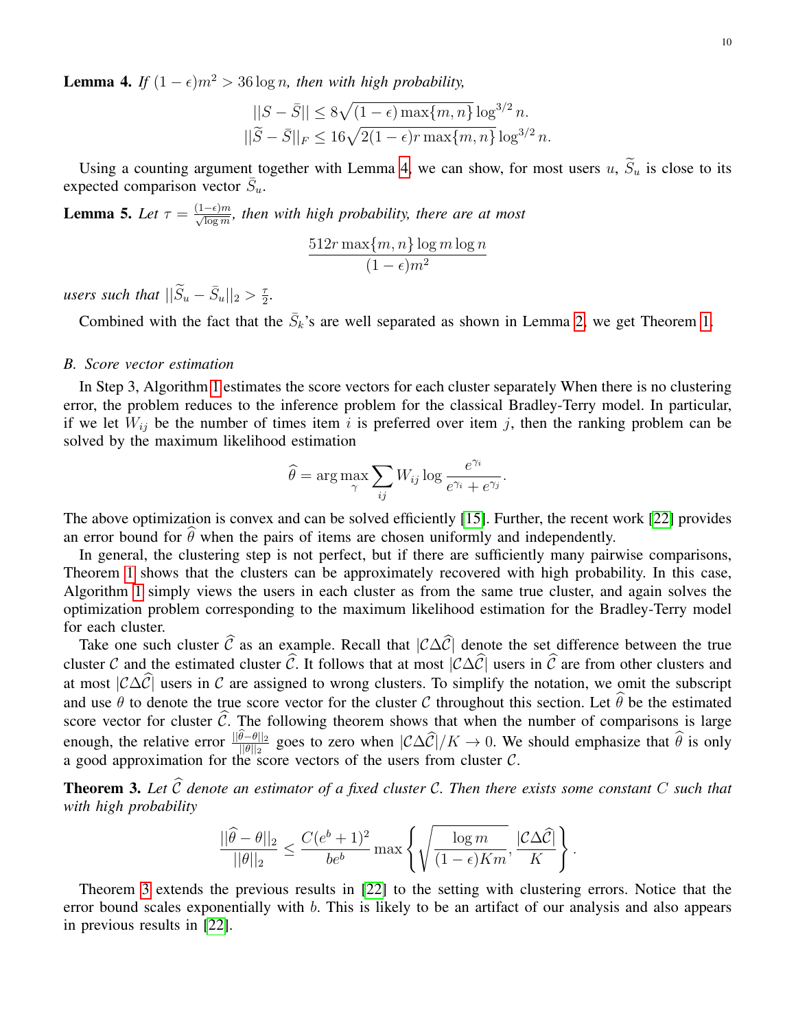**Lemma 4.** *If $(1-\epsilon)m^2 > 36 \log n$, then with high probability,*

$$||S - \bar{S}|| \le 8\sqrt{(1-\epsilon)\max\{m,n\}} \log^{3/2} n.$$
$$||\widetilde{S} - \bar{S}||_F \le 16\sqrt{2(1-\epsilon) r \max\{m,n\}} \log^{3/2} n.$$

Using a counting argument together with Lemma 4, we can show, for most users $u$, $\widetilde{S}_u$ is close to its expected comparison vector $\bar{S}_u$.

**Lemma 5.** *Let $\tau = \frac{(1-\epsilon)m}{\sqrt{\log m}}$, then with high probability, there are at most*

$$\frac{512 r \max\{m,n\} \log m \log n}{(1-\epsilon)m^2}$$

*users such that $||\widetilde{S}_u - \bar{S}_u||_2 > \frac{\tau}{2}$.*

Combined with the fact that the $\bar{S}_k$'s are well separated as shown in Lemma 2, we get Theorem 1.

### *B. Score vector estimation*

In Step 3, Algorithm 1 estimates the score vectors for each cluster separately When there is no clustering error, the problem reduces to the inference problem for the classical Bradley-Terry model. In particular, if we let $W_{ij}$ be the number of times item $i$ is preferred over item $j$, then the ranking problem can be solved by the maximum likelihood estimation

$$\widehat{\theta} = \arg\max_{\gamma} \sum_{ij} W_{ij} \log \frac{e^{\gamma_i}}{e^{\gamma_i} + e^{\gamma_j}}.$$

The above optimization is convex and can be solved efficiently [15]. Further, the recent work [22] provides an error bound for $\widehat{\theta}$ when the pairs of items are chosen uniformly and independently.

In general, the clustering step is not perfect, but if there are sufficiently many pairwise comparisons, Theorem 1 shows that the clusters can be approximately recovered with high probability. In this case, Algorithm 1 simply views the users in each cluster as from the same true cluster, and again solves the optimization problem corresponding to the maximum likelihood estimation for the Bradley-Terry model for each cluster.

Take one such cluster $\widehat{\mathcal{C}}$ as an example. Recall that $|\mathcal{C}\Delta\widehat{\mathcal{C}}|$ denote the set difference between the true cluster $\mathcal{C}$ and the estimated cluster $\widehat{\mathcal{C}}$. It follows that at most $|\mathcal{C}\Delta\widehat{\mathcal{C}}|$ users in $\widehat{\mathcal{C}}$ are from other clusters and at most $|\mathcal{C}\Delta\widehat{\mathcal{C}}|$ users in $\mathcal{C}$ are assigned to wrong clusters. To simplify the notation, we omit the subscript and use $\theta$ to denote the true score vector for the cluster $\mathcal{C}$ throughout this section. Let $\widehat{\theta}$ be the estimated score vector for cluster $\widehat{\mathcal{C}}$. The following theorem shows that when the number of comparisons is large enough, the relative error $\frac{||\widehat{\theta}-\theta||_2}{||\theta||_2}$ goes to zero when $|\mathcal{C}\Delta\widehat{\mathcal{C}}|/K \to 0$. We should emphasize that $\widehat{\theta}$ is only a good approximation for the score vectors of the users from cluster $\mathcal{C}$.

**Theorem 3.** *Let $\widehat{\mathcal{C}}$ denote an estimator of a fixed cluster $\mathcal{C}$. Then there exists some constant $C$ such that with high probability*

$$\frac{||\widehat{\theta}-\theta||_2}{||\theta||_2} \le \frac{C(e^b+1)^2}{be^b} \max\left\{ \sqrt{\frac{\log m}{(1-\epsilon)Km}}, \frac{|\mathcal{C}\Delta\widehat{\mathcal{C}}|}{K} \right\}.$$

Theorem 3 extends the previous results in [22] to the setting with clustering errors. Notice that the error bound scales exponentially with $b$. This is likely to be an artifact of our analysis and also appears in previous results in [22].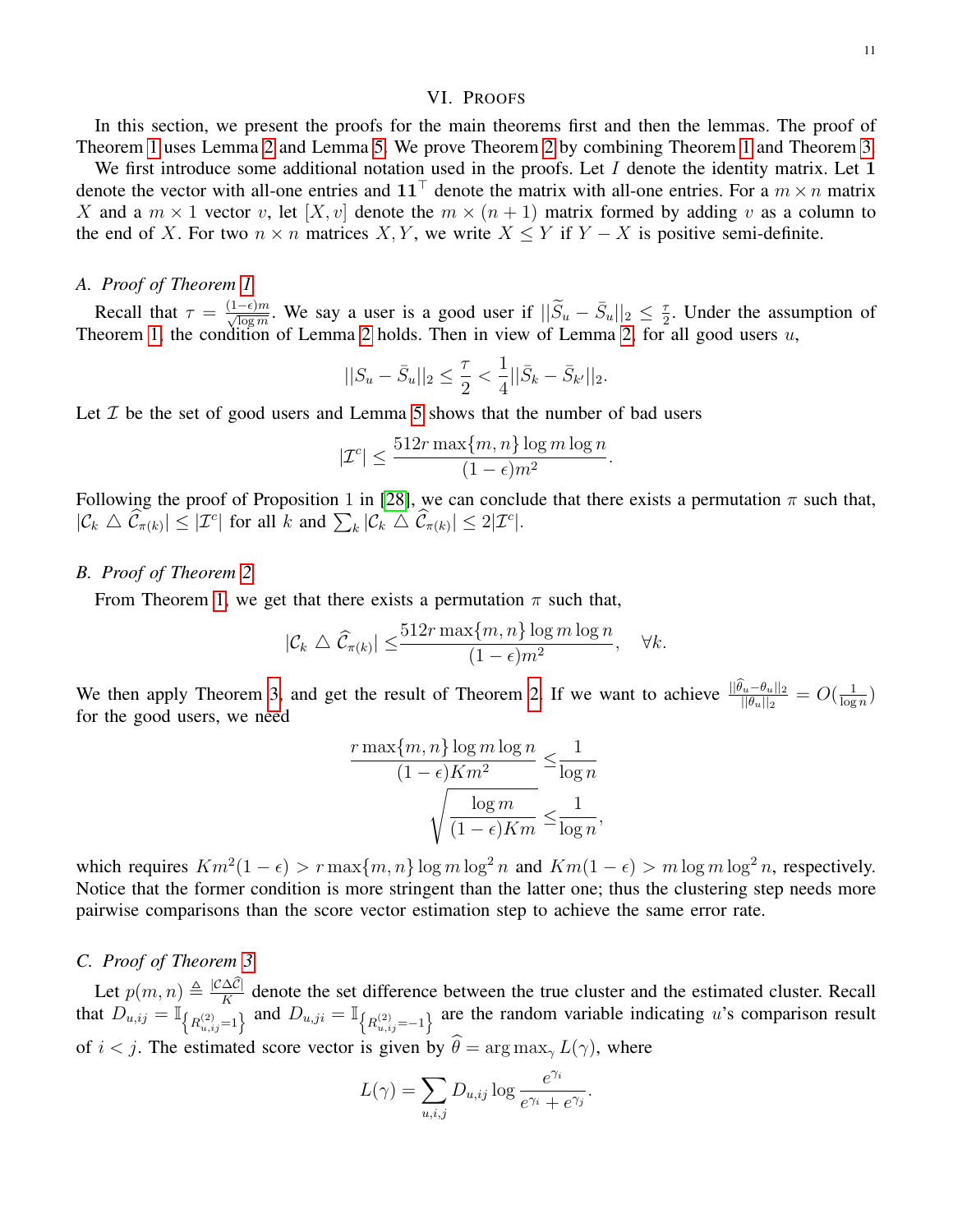## VI. Proofs

In this section, we present the proofs for the main theorems first and then the lemmas. The proof of Theorem 1 uses Lemma 2 and Lemma 5. We prove Theorem 2 by combining Theorem 1 and Theorem 3.

We first introduce some additional notation used in the proofs. Let $I$ denote the identity matrix. Let $\mathbf{1}$ denote the vector with all-one entries and $\mathbf{1}\mathbf{1}^\top$ denote the matrix with all-one entries. For a $m \times n$ matrix $X$ and a $m \times 1$ vector $v$, let $[X, v]$ denote the $m \times (n+1)$ matrix formed by adding $v$ as a column to the end of $X$. For two $n \times n$ matrices $X, Y$, we write $X \leq Y$ if $Y - X$ is positive semi-definite.

### A. Proof of Theorem 1

Recall that $\tau = \frac{(1-\epsilon)m}{\sqrt{\log m}}$. We say a user is a good user if $||\widetilde{S}_u - \bar{S}_u||_2 \leq \frac{\tau}{2}$. Under the assumption of Theorem 1, the condition of Lemma 2 holds. Then in view of Lemma 2, for all good users $u$,

$$||S_u - \bar{S}_u||_2 \leq \frac{\tau}{2} < \frac{1}{4}||\bar{S}_k - \bar{S}_{k'}||_2.$$

Let $\mathcal{I}$ be the set of good users and Lemma 5 shows that the number of bad users

$$|\mathcal{I}^c| \leq \frac{512 r \max\{m,n\} \log m \log n}{(1-\epsilon)m^2}.$$

Following the proof of Proposition 1 in [28], we can conclude that there exists a permutation $\pi$ such that, $|\mathcal{C}_k \triangle \widehat{\mathcal{C}}_{\pi(k)}| \leq |\mathcal{I}^c|$ for all $k$ and $\sum_k |\mathcal{C}_k \triangle \widehat{\mathcal{C}}_{\pi(k)}| \leq 2|\mathcal{I}^c|$.

### B. Proof of Theorem 2

From Theorem 1, we get that there exists a permutation $\pi$ such that,

$$|\mathcal{C}_k \triangle \widehat{\mathcal{C}}_{\pi(k)}| \leq \frac{512 r \max\{m,n\} \log m \log n}{(1-\epsilon)m^2}, \quad \forall k.$$

We then apply Theorem 3, and get the result of Theorem 2. If we want to achieve $\frac{||\widehat{\theta}_u - \theta_u||_2}{||\theta_u||_2} = O(\frac{1}{\log n})$ for the good users, we need

$$\frac{r \max\{m,n\} \log m \log n}{(1-\epsilon)Km^2} \leq \frac{1}{\log n}$$
$$\sqrt{\frac{\log m}{(1-\epsilon)Km}} \leq \frac{1}{\log n},$$

which requires $Km^2(1-\epsilon) > r\max\{m,n\}\log m \log^2 n$ and $Km(1-\epsilon) > m \log m \log^2 n$, respectively. Notice that the former condition is more stringent than the latter one; thus the clustering step needs more pairwise comparisons than the score vector estimation step to achieve the same error rate.

### C. Proof of Theorem 3

Let $p(m,n) \triangleq \frac{|\mathcal{C}\Delta\widehat{\mathcal{C}}|}{K}$ denote the set difference between the true cluster and the estimated cluster. Recall that $D_{u,ij} = \mathbb{I}_{\left\{R^{(2)}_{u,ij}=1\right\}}$ and $D_{u,ji} = \mathbb{I}_{\left\{R^{(2)}_{u,ij}=-1\right\}}$ are the random variable indicating $u$'s comparison result of $i<j$. The estimated score vector is given by $\widehat{\theta} = \arg\max_\gamma L(\gamma)$, where

$$L(\gamma) = \sum_{u,i,j} D_{u,ij} \log \frac{e^{\gamma_i}}{e^{\gamma_i} + e^{\gamma_j}}.$$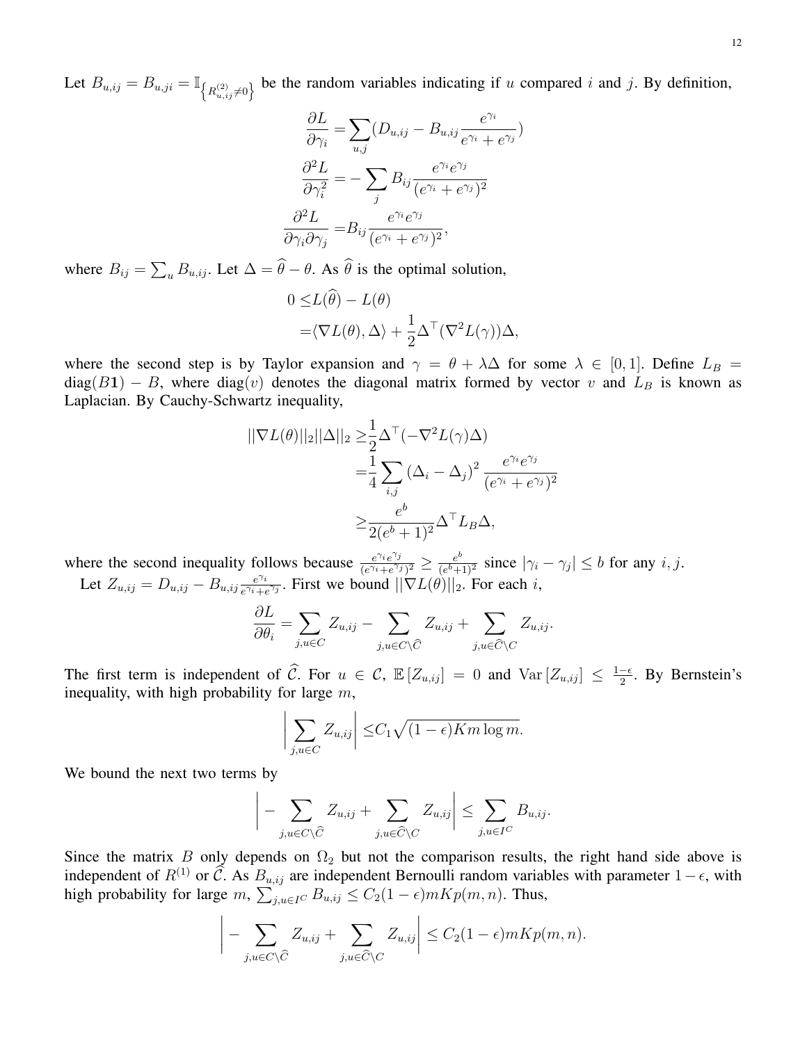Let $B_{u,ij} = B_{u,ji} = \mathbb{I}_{\left\{R^{(2)}_{u,ij} \neq 0\right\}}$ be the random variables indicating if $u$ compared $i$ and $j$. By definition,

$$
\begin{aligned}
\frac{\partial L}{\partial \gamma_i} =& \sum_{u,j} (D_{u,ij} - B_{u,ij} \frac{e^{\gamma_i}}{e^{\gamma_i} + e^{\gamma_j}}) \\
\frac{\partial^2 L}{\partial \gamma_i^2} =& - \sum_j B_{ij} \frac{e^{\gamma_i} e^{\gamma_j}}{(e^{\gamma_i} + e^{\gamma_j})^2} \\
\frac{\partial^2 L}{\partial \gamma_i \partial \gamma_j} =& B_{ij} \frac{e^{\gamma_i} e^{\gamma_j}}{(e^{\gamma_i} + e^{\gamma_j})^2},
\end{aligned}
$$

where $B_{ij} = \sum_u B_{u,ij}$. Let $\Delta = \widehat{\theta} - \theta$. As $\widehat{\theta}$ is the optimal solution,

$$
\begin{aligned}
0 \leq& L(\widehat{\theta}) - L(\theta) \\
=& \langle \nabla L(\theta), \Delta \rangle + \frac{1}{2} \Delta^\top (\nabla^2 L(\gamma)) \Delta,
\end{aligned}
$$

where the second step is by Taylor expansion and $\gamma = \theta + \lambda \Delta$ for some $\lambda \in [0,1]$. Define $L_B = \text{diag}(B\mathbf{1}) - B$, where $\text{diag}(v)$ denotes the diagonal matrix formed by vector $v$ and $L_B$ is known as Laplacian. By Cauchy-Schwartz inequality,

$$
\begin{aligned}
||\nabla L(\theta)||_2 ||\Delta||_2 \geq& \frac{1}{2} \Delta^\top (-\nabla^2 L(\gamma) \Delta) \\
=& \frac{1}{4} \sum_{i,j} (\Delta_i - \Delta_j)^2 \frac{e^{\gamma_i} e^{\gamma_j}}{(e^{\gamma_i} + e^{\gamma_j})^2} \\
\geq& \frac{e^b}{2(e^b + 1)^2} \Delta^\top L_B \Delta,
\end{aligned}
$$

where the second inequality follows because $\frac{e^{\gamma_i} e^{\gamma_j}}{(e^{\gamma_i} + e^{\gamma_j})^2} \geq \frac{e^b}{(e^b+1)^2}$ since $|\gamma_i - \gamma_j| \leq b$ for any $i, j$.

Let $Z_{u,ij} = D_{u,ij} - B_{u,ij} \frac{e^{\gamma_i}}{e^{\gamma_i} + e^{\gamma_j}}$. First we bound $||\nabla L(\theta)||_2$. For each $i$,

$$
\frac{\partial L}{\partial \theta_i} = \sum_{j, u \in C} Z_{u,ij} - \sum_{j, u \in C \setminus \widehat{C}} Z_{u,ij} + \sum_{j, u \in \widehat{C} \setminus C} Z_{u,ij}.
$$

The first term is independent of $\widehat{\mathcal{C}}$. For $u \in \mathcal{C}$, $\mathbb{E}[Z_{u,ij}] = 0$ and $\text{Var}[Z_{u,ij}] \leq \frac{1-\epsilon}{2}$. By Bernstein's inequality, with high probability for large $m$,

$$
\left| \sum_{j, u \in C} Z_{u,ij} \right| \leq C_1 \sqrt{(1-\epsilon) K m \log m}.
$$

We bound the next two terms by

$$
\left| - \sum_{j, u \in C \setminus \widehat{C}} Z_{u,ij} + \sum_{j, u \in \widehat{C} \setminus C} Z_{u,ij} \right| \leq \sum_{j, u \in I^C} B_{u,ij}.
$$

Since the matrix $B$ only depends on $\Omega_2$ but not the comparison results, the right hand side above is independent of $R^{(1)}$ or $\widehat{\mathcal{C}}$. As $B_{u,ij}$ are independent Bernoulli random variables with parameter $1 - \epsilon$, with high probability for large $m$, $\sum_{j, u \in I^C} B_{u,ij} \leq C_2 (1-\epsilon) m K p(m,n)$. Thus,

$$
\left| - \sum_{j, u \in C \setminus \widehat{C}} Z_{u,ij} + \sum_{j, u \in \widehat{C} \setminus C} Z_{u,ij} \right| \leq C_2 (1-\epsilon) m K p(m,n).
$$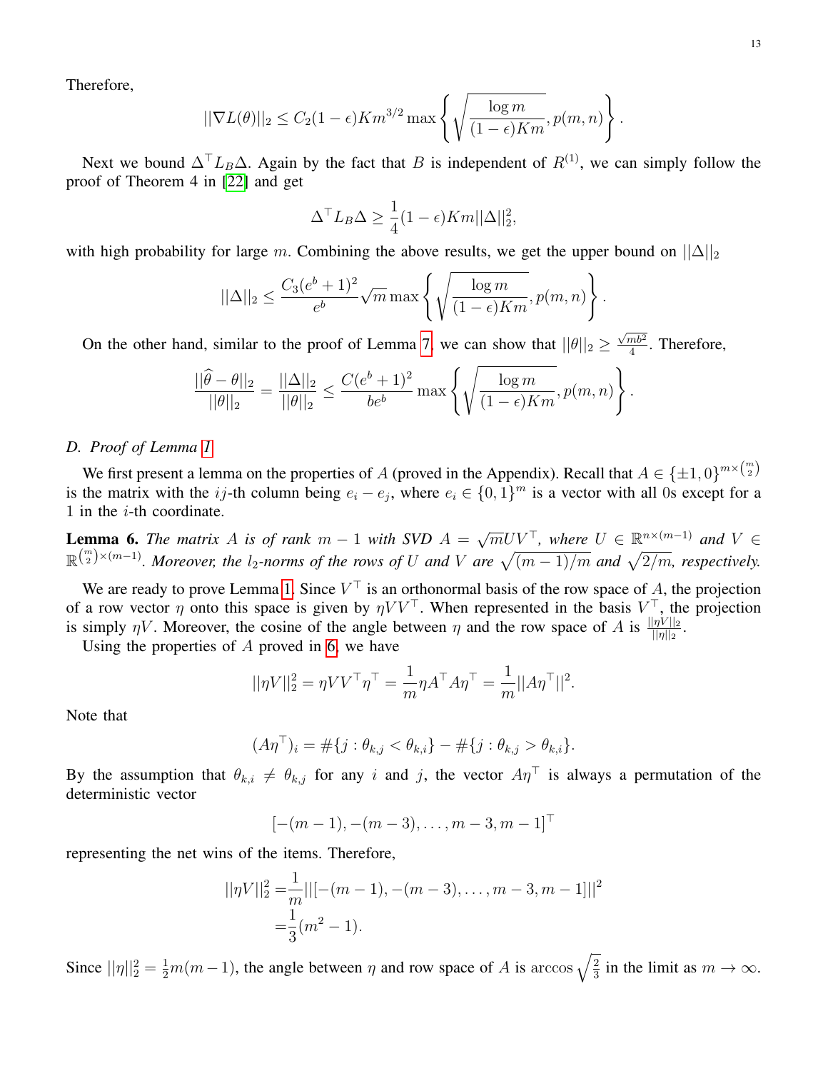Therefore,

$$||\nabla L(\theta)||_2 \leq C_2(1-\epsilon)Km^{3/2} \max\left\{\sqrt{\frac{\log m}{(1-\epsilon)Km}}, p(m,n)\right\}.$$

Next we bound $\Delta^\top L_B \Delta$. Again by the fact that $B$ is independent of $R^{(1)}$, we can simply follow the proof of Theorem 4 in [22] and get

$$\Delta^\top L_B \Delta \geq \frac{1}{4}(1-\epsilon)Km||\Delta||_2^2,$$

with high probability for large $m$. Combining the above results, we get the upper bound on $||\Delta||_2$

$$||\Delta||_2 \leq \frac{C_3(e^b+1)^2}{e^b}\sqrt{m}\max\left\{\sqrt{\frac{\log m}{(1-\epsilon)Km}}, p(m,n)\right\}.$$

On the other hand, similar to the proof of Lemma 7, we can show that $||\theta||_2 \geq \frac{\sqrt{mb^2}}{4}$. Therefore,

$$\frac{||\widehat{\theta}-\theta||_2}{||\theta||_2} = \frac{||\Delta||_2}{||\theta||_2} \leq \frac{C(e^b+1)^2}{be^b}\max\left\{\sqrt{\frac{\log m}{(1-\epsilon)Km}}, p(m,n)\right\}.$$

### D. Proof of Lemma 1

We first present a lemma on the properties of $A$ (proved in the Appendix). Recall that $A \in \{\pm 1, 0\}^{m\times\binom{m}{2}}$ is the matrix with the $ij$-th column being $e_i - e_j$, where $e_i \in \{0,1\}^m$ is a vector with all 0s except for a 1 in the $i$-th coordinate.

**Lemma 6.** *The matrix $A$ is of rank $m-1$ with SVD $A = \sqrt{m}UV^\top$, where $U \in \mathbb{R}^{n\times(m-1)}$ and $V \in \mathbb{R}^{\binom{m}{2}\times(m-1)}$. Moreover, the $l_2$-norms of the rows of $U$ and $V$ are $\sqrt{(m-1)/m}$ and $\sqrt{2/m}$, respectively.*

We are ready to prove Lemma 1. Since $V^\top$ is an orthonormal basis of the row space of $A$, the projection of a row vector $\eta$ onto this space is given by $\eta VV^\top$. When represented in the basis $V^\top$, the projection is simply $\eta V$. Moreover, the cosine of the angle between $\eta$ and the row space of $A$ is $\frac{||\eta V||_2}{||\eta||_2}$.

Using the properties of $A$ proved in 6, we have

$$||\eta V||_2^2 = \eta VV^\top\eta^\top = \frac{1}{m}\eta A^\top A\eta^\top = \frac{1}{m}||A\eta^\top||^2.$$

Note that

$$(A\eta^\top)_i = \#\{j : \theta_{k,j} < \theta_{k,i}\} - \#\{j : \theta_{k,j} > \theta_{k,i}\}.$$

By the assumption that $\theta_{k,i} \neq \theta_{k,j}$ for any $i$ and $j$, the vector $A\eta^\top$ is always a permutation of the deterministic vector

$$[-(m-1), -(m-3), \ldots, m-3, m-1]^\top$$

representing the net wins of the items. Therefore,

$$\begin{aligned}||\eta V||_2^2 =& \frac{1}{m}||[-(m-1), -(m-3), \ldots, m-3, m-1]||^2\\ =& \frac{1}{3}(m^2-1).\end{aligned}$$

Since $||\eta||_2^2 = \frac{1}{2}m(m-1)$, the angle between $\eta$ and row space of $A$ is $\arccos\sqrt{\frac{2}{3}}$ in the limit as $m \to \infty$.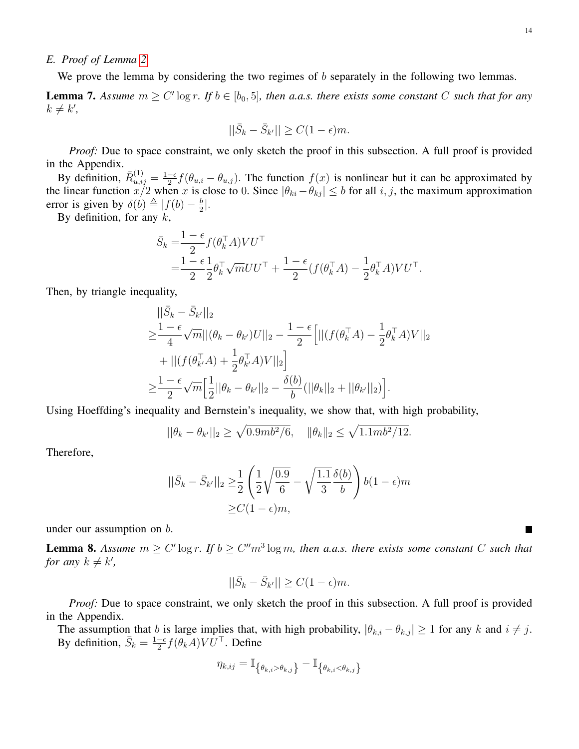### E. Proof of Lemma 2

We prove the lemma by considering the two regimes of $b$ separately in the following two lemmas.

**Lemma 7.** *Assume $m \geq C' \log r$. If $b \in [b_0, 5]$, then a.a.s. there exists some constant $C$ such that for any $k \neq k'$,*

$$||\bar{S}_k - \bar{S}_{k'}|| \geq C(1-\epsilon)m.$$

*Proof:* Due to space constraint, we only sketch the proof in this subsection. A full proof is provided in the Appendix.

By definition, $\bar{R}^{(1)}_{u,ij} = \frac{1-\epsilon}{2} f(\theta_{u,i} - \theta_{u,j})$. The function $f(x)$ is nonlinear but it can be approximated by the linear function $x/2$ when $x$ is close to 0. Since $|\theta_{ki} - \theta_{kj}| \leq b$ for all $i, j$, the maximum approximation error is given by $\delta(b) \triangleq |f(b) - \frac{b}{2}|$.

By definition, for any $k$,

$$\begin{aligned}
\bar{S}_k =& \frac{1-\epsilon}{2} f(\theta_k^\top A) V U^\top \\
=& \frac{1-\epsilon}{2} \frac{1}{2} \theta_k^\top \sqrt{m} U U^\top + \frac{1-\epsilon}{2} (f(\theta_k^\top A) - \frac{1}{2}\theta_k^\top A) V U^\top.
\end{aligned}$$

Then, by triangle inequality,

$$\begin{aligned}
& ||\bar{S}_k - \bar{S}_{k'}||_2 \\
\geq & \frac{1-\epsilon}{4} \sqrt{m} ||(\theta_k - \theta_{k'}) U||_2 - \frac{1-\epsilon}{2} \Big[ ||(f(\theta_k^\top A) - \frac{1}{2}\theta_k^\top A) V||_2 \\
& + ||(f(\theta_{k'}^\top A) + \frac{1}{2}\theta_{k'}^\top A) V||_2 \Big] \\
\geq & \frac{1-\epsilon}{2} \sqrt{m} \Big[ \frac{1}{2} ||\theta_k - \theta_{k'}||_2 - \frac{\delta(b)}{b} (||\theta_k||_2 + ||\theta_{k'}||_2) \Big].
\end{aligned}$$

Using Hoeffding's inequality and Bernstein's inequality, we show that, with high probability,

$$||\theta_k - \theta_{k'}||_2 \geq \sqrt{0.9 m b^2 / 6}, \quad \|\theta_k\|_2 \leq \sqrt{1.1 m b^2 / 12}.$$

Therefore,

$$\begin{aligned}
||\bar{S}_k - \bar{S}_{k'}||_2 \geq & \frac{1}{2} \left( \frac{1}{2} \sqrt{\frac{0.9}{6}} - \sqrt{\frac{1.1}{3}} \frac{\delta(b)}{b} \right) b (1-\epsilon) m \\
\geq & C(1-\epsilon) m,
\end{aligned}$$

under our assumption on $b$. ∎

**Lemma 8.** *Assume $m \geq C' \log r$. If $b \geq C'' m^3 \log m$, then a.a.s. there exists some constant $C$ such that for any $k \neq k'$,*

$$||\bar{S}_k - \bar{S}_{k'}|| \geq C(1-\epsilon)m.$$

*Proof:* Due to space constraint, we only sketch the proof in this subsection. A full proof is provided in the Appendix.

The assumption that $b$ is large implies that, with high probability, $|\theta_{k,i} - \theta_{k,j}| \geq 1$ for any $k$ and $i \neq j$. By definition, $\bar{S}_k = \frac{1-\epsilon}{2} f(\theta_k A) V U^\top$. Define

$$\eta_{k,ij} = \mathbb{I}_{\{\theta_{k,i} > \theta_{k,j}\}} - \mathbb{I}_{\{\theta_{k,i} < \theta_{k,j}\}}$$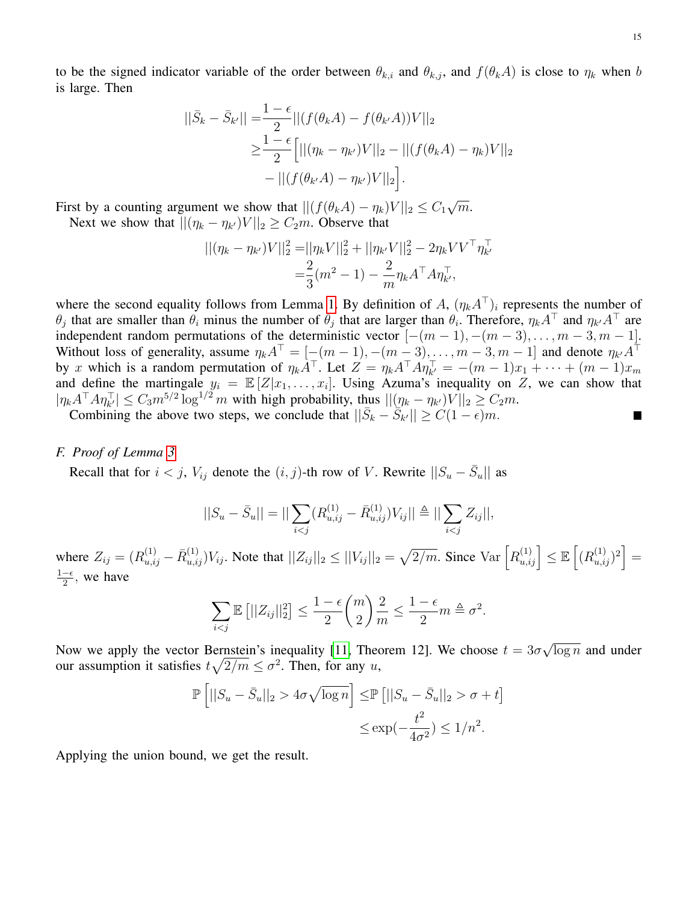to be the signed indicator variable of the order between $\theta_{k,i}$ and $\theta_{k,j}$, and $f(\theta_k A)$ is close to $\eta_k$ when $b$ is large. Then

$$
\begin{aligned}
||\bar{S}_k - \bar{S}_{k'}|| =& \frac{1-\epsilon}{2}||(f(\theta_k A) - f(\theta_{k'} A))V||_2 \\
\geq& \frac{1-\epsilon}{2}\Big[||(\eta_k - \eta_{k'})V||_2 - ||(f(\theta_k A) - \eta_k)V||_2 \\
&- ||(f(\theta_{k'} A) - \eta_{k'})V||_2\Big].
\end{aligned}
$$

First by a counting argument we show that $||(f(\theta_k A) - \eta_k)V||_2 \leq C_1\sqrt{m}$.

Next we show that $||(\eta_k - \eta_{k'})V||_2 \geq C_2 m$. Observe that

$$
\begin{aligned}
||(\eta_k - \eta_{k'})V||_2^2 =& ||\eta_k V||_2^2 + ||\eta_{k'} V||_2^2 - 2\eta_k V V^\top \eta_{k'}^\top \\
=& \frac{2}{3}(m^2-1) - \frac{2}{m}\eta_k A^\top A \eta_{k'}^\top,
\end{aligned}
$$

where the second equality follows from Lemma 1. By definition of $A$, $(\eta_k A^\top)_i$ represents the number of $\theta_j$ that are smaller than $\theta_i$ minus the number of $\theta_j$ that are larger than $\theta_i$. Therefore, $\eta_k A^\top$ and $\eta_{k'} A^\top$ are independent random permutations of the deterministic vector $[-(m-1), -(m-3), \dots, m-3, m-1]$. Without loss of generality, assume $\eta_k A^\top = [-(m-1), -(m-3), \dots, m-3, m-1]$ and denote $\eta_{k'} A^\top$ by $x$ which is a random permutation of $\eta_k A^\top$. Let $Z = \eta_k A^\top A \eta_{k'}^\top = -(m-1)x_1 + \cdots + (m-1)x_m$ and define the martingale $y_i = \mathbb{E}[Z|x_1, \dots, x_i]$. Using Azuma's inequality on $Z$, we can show that $|\eta_k A^\top A \eta_{k'}^\top| \leq C_3 m^{5/2}\log^{1/2} m$ with high probability, thus $||(\eta_k - \eta_{k'})V||_2 \geq C_2 m$.

Combining the above two steps, we conclude that $||\bar{S}_k - \bar{S}_{k'}|| \geq C(1-\epsilon)m$. ■

### F. Proof of Lemma 3

Recall that for $i < j$, $V_{ij}$ denote the $(i,j)$-th row of $V$. Rewrite $||S_u - \bar{S}_u||$ as

$$
||S_u - \bar{S}_u|| = ||\sum_{i<j}(R_{u,ij}^{(1)} - \bar{R}_{u,ij}^{(1)})V_{ij}|| \triangleq ||\sum_{i<j} Z_{ij}||,
$$

where $Z_{ij} = (R_{u,ij}^{(1)} - \bar{R}_{u,ij}^{(1)})V_{ij}$. Note that $||Z_{ij}||_2 \leq ||V_{ij}||_2 = \sqrt{2/m}$. Since $\text{Var}\left[R_{u,ij}^{(1)}\right] \leq \mathbb{E}\left[(R_{u,ij}^{(1)})^2\right] = \frac{1-\epsilon}{2}$, we have

$$
\sum_{i<j}\mathbb{E}\left[||Z_{ij}||_2^2\right] \leq \frac{1-\epsilon}{2}\binom{m}{2}\frac{2}{m} \leq \frac{1-\epsilon}{2}m \triangleq \sigma^2.
$$

Now we apply the vector Bernstein's inequality [11, Theorem 12]. We choose $t = 3\sigma\sqrt{\log n}$ and under our assumption it satisfies $t\sqrt{2/m} \leq \sigma^2$. Then, for any $u$,

$$
\begin{aligned}
\mathbb{P}\left[||S_u - \bar{S}_u||_2 > 4\sigma\sqrt{\log n}\right] \leq& \mathbb{P}\left[||S_u - \bar{S}_u||_2 > \sigma + t\right] \\
\leq& \exp\left(-\frac{t^2}{4\sigma^2}\right) \leq 1/n^2.
\end{aligned}
$$

Applying the union bound, we get the result.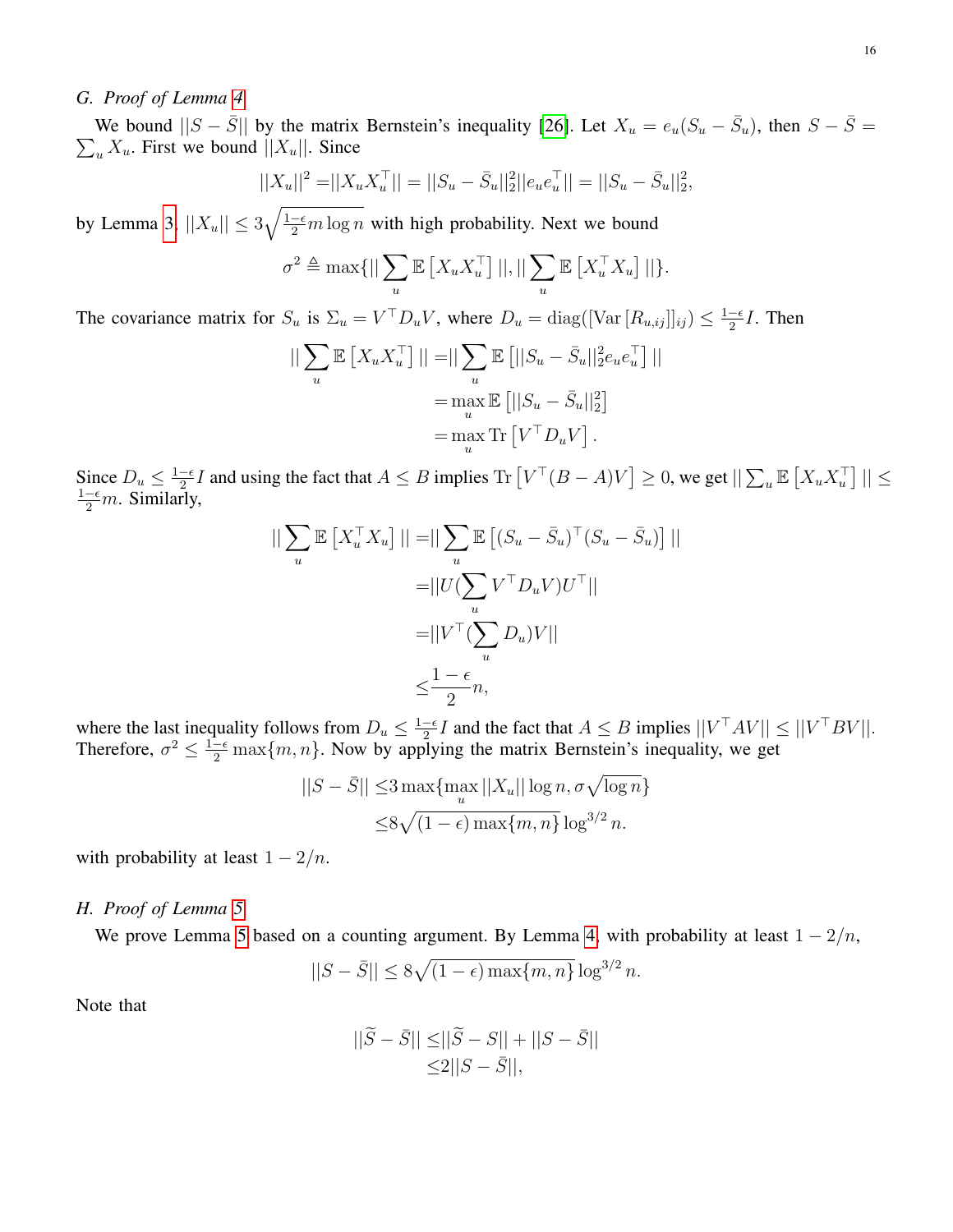### G. Proof of Lemma 4

We bound $||S - \bar{S}||$ by the matrix Bernstein's inequality [26]. Let $X_u = e_u(S_u - \bar{S}_u)$, then $S - \bar{S} = \sum_u X_u$. First we bound $||X_u||$. Since

$$||X_u||^2 = ||X_u X_u^\top|| = ||S_u - \bar{S}_u||_2^2 ||e_u e_u^\top|| = ||S_u - \bar{S}_u||_2^2,$$

by Lemma 3, $||X_u|| \leq 3\sqrt{\frac{1-\epsilon}{2} m \log n}$ with high probability. Next we bound

$$\sigma^2 \triangleq \max\{||\sum_u \mathbb{E}\left[X_u X_u^\top\right]||, ||\sum_u \mathbb{E}\left[X_u^\top X_u\right]||\}.$$

The covariance matrix for $S_u$ is $\Sigma_u = V^\top D_u V$, where $D_u = \text{diag}([\text{Var}\left[R_{u,ij}\right]]_{ij}) \leq \frac{1-\epsilon}{2} I$. Then

$$\begin{aligned}
||\sum_u \mathbb{E}\left[X_u X_u^\top\right]|| =& ||\sum_u \mathbb{E}\left[||S_u - \bar{S}_u||_2^2 e_u e_u^\top\right]|| \\
=& \max_u \mathbb{E}\left[||S_u - \bar{S}_u||_2^2\right] \\
=& \max_u \text{Tr}\left[V^\top D_u V\right].
\end{aligned}$$

Since $D_u \leq \frac{1-\epsilon}{2} I$ and using the fact that $A \leq B$ implies $\text{Tr}\left[V^\top (B - A) V\right] \geq 0$, we get $||\sum_u \mathbb{E}\left[X_u X_u^\top\right]|| \leq \frac{1-\epsilon}{2} m$. Similarly,

$$\begin{aligned}
||\sum_u \mathbb{E}\left[X_u^\top X_u\right]|| =& ||\sum_u \mathbb{E}\left[(S_u - \bar{S}_u)^\top (S_u - \bar{S}_u)\right]|| \\
=& ||U(\sum_u V^\top D_u V)U^\top|| \\
=& ||V^\top (\sum_u D_u) V|| \\
\leq& \frac{1-\epsilon}{2} n,
\end{aligned}$$

where the last inequality follows from $D_u \leq \frac{1-\epsilon}{2} I$ and the fact that $A \leq B$ implies $||V^\top A V|| \leq ||V^\top B V||$. Therefore, $\sigma^2 \leq \frac{1-\epsilon}{2} \max\{m, n\}$. Now by applying the matrix Bernstein's inequality, we get

$$\begin{aligned}
||S - \bar{S}|| \leq& 3 \max\{\max_u ||X_u|| \log n, \sigma\sqrt{\log n}\} \\
\leq& 8\sqrt{(1-\epsilon)\max\{m, n\}} \log^{3/2} n.
\end{aligned}$$

with probability at least $1 - 2/n$.

### H. Proof of Lemma 5

We prove Lemma 5 based on a counting argument. By Lemma 4, with probability at least $1 - 2/n$,

$$||S - \bar{S}|| \leq 8\sqrt{(1-\epsilon)\max\{m, n\}} \log^{3/2} n.$$

Note that

$$\begin{aligned}
||\widetilde{S} - \bar{S}|| \leq& ||\widetilde{S} - S|| + ||S - \bar{S}|| \\
\leq& 2||S - \bar{S}||,
\end{aligned}$$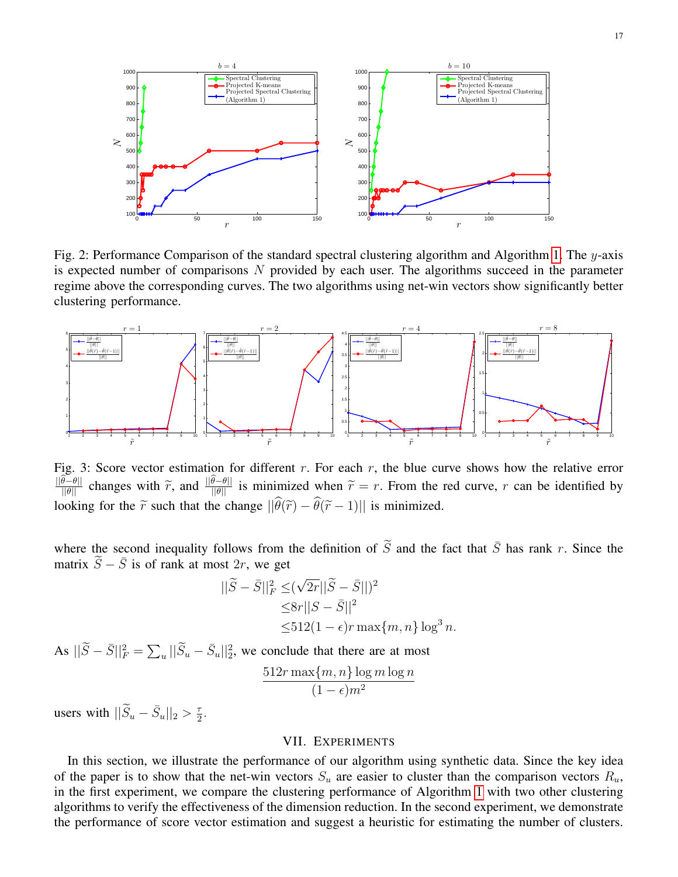Fig. 2: Performance Comparison of the standard spectral clustering algorithm and Algorithm 1. The $y$-axis is expected number of comparisons $N$ provided by each user. The algorithms succeed in the parameter regime above the corresponding curves. The two algorithms using net-win vectors show significantly better clustering performance.

Fig. 3: Score vector estimation for different $r$. For each $r$, the blue curve shows how the relative error $\frac{||\widehat{\theta}-\theta||}{||\theta||}$ changes with $\widetilde{r}$, and $\frac{||\widehat{\theta}-\theta||}{||\theta||}$ is minimized when $\widetilde{r} = r$. From the red curve, $r$ can be identified by looking for the $\widetilde{r}$ such that the change $||\widehat{\theta}(\widetilde{r}) - \widehat{\theta}(\widetilde{r}-1)||$ is minimized.

where the second inequality follows from the definition of $\widetilde{S}$ and the fact that $\bar{S}$ has rank $r$. Since the matrix $\widetilde{S} - \bar{S}$ is of rank at most $2r$, we get

$$
\begin{aligned}
||\widetilde{S} - \bar{S}||_F^2 \leq & (\sqrt{2r}||\widetilde{S} - \bar{S}||)^2 \\
\leq & 8r||S - \bar{S}||^2 \\
\leq & 512(1-\epsilon) r \max\{m, n\} \log^3 n.
\end{aligned}
$$

As $||\widetilde{S} - \bar{S}||_F^2 = \sum_u ||\widetilde{S}_u - \bar{S}_u||_2^2$, we conclude that there are at most

$$
\frac{512 r \max\{m, n\} \log m \log n}{(1-\epsilon) m^2}
$$

users with $||\widetilde{S}_u - \bar{S}_u||_2 > \frac{\tau}{2}$.

## VII. Experiments

In this section, we illustrate the performance of our algorithm using synthetic data. Since the key idea of the paper is to show that the net-win vectors $S_u$ are easier to cluster than the comparison vectors $R_u$, in the first experiment, we compare the clustering performance of Algorithm 1 with two other clustering algorithms to verify the effectiveness of the dimension reduction. In the second experiment, we demonstrate the performance of score vector estimation and suggest a heuristic for estimating the number of clusters.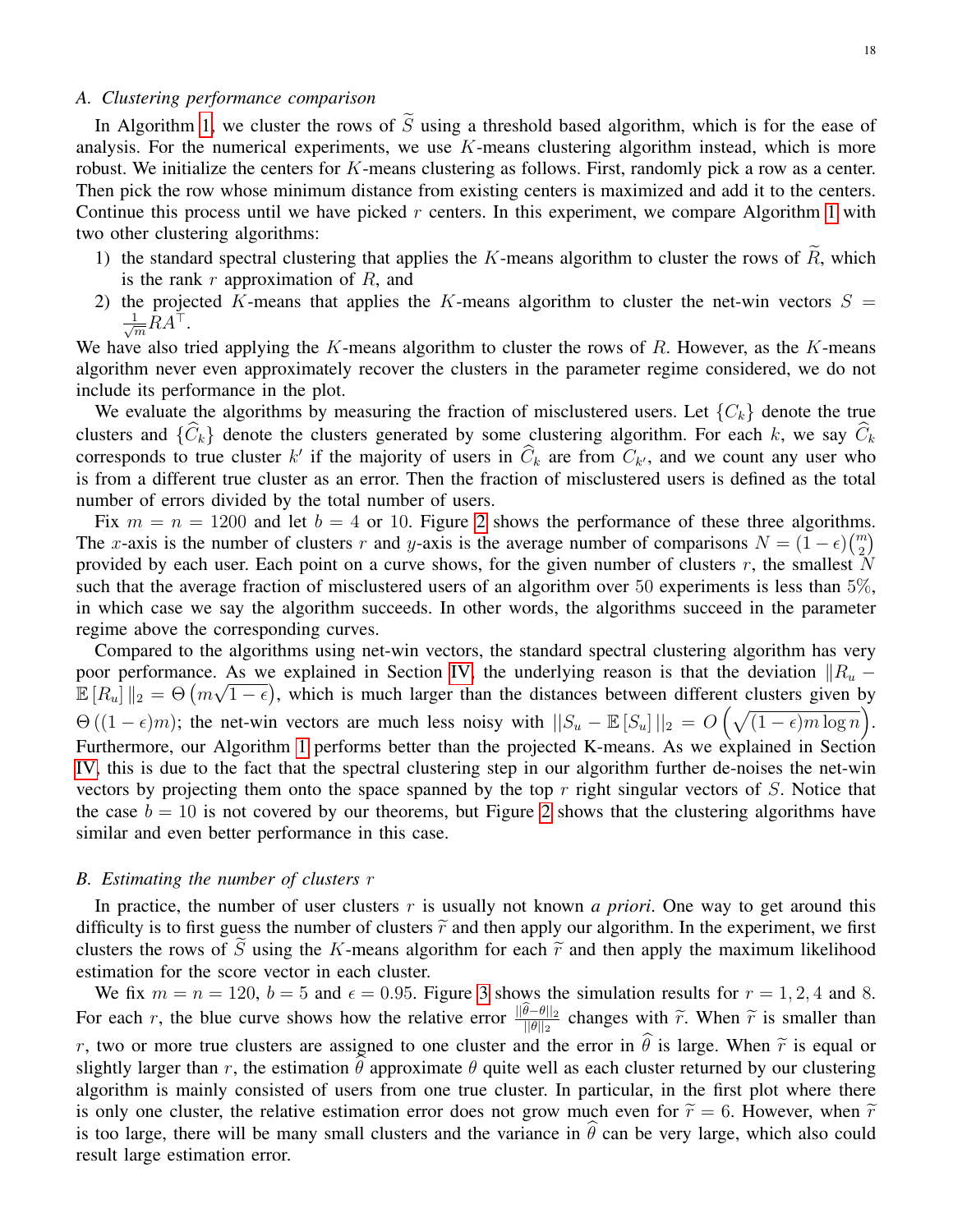### A. Clustering performance comparison

In Algorithm 1, we cluster the rows of $\widetilde{S}$ using a threshold based algorithm, which is for the ease of analysis. For the numerical experiments, we use $K$-means clustering algorithm instead, which is more robust. We initialize the centers for $K$-means clustering as follows. First, randomly pick a row as a center. Then pick the row whose minimum distance from existing centers is maximized and add it to the centers. Continue this process until we have picked $r$ centers. In this experiment, we compare Algorithm 1 with two other clustering algorithms:

1) the standard spectral clustering that applies the $K$-means algorithm to cluster the rows of $\widetilde{R}$, which is the rank $r$ approximation of $R$, and
2) the projected $K$-means that applies the $K$-means algorithm to cluster the net-win vectors $S = \frac{1}{\sqrt{m}} R A^\top$.

We have also tried applying the $K$-means algorithm to cluster the rows of $R$. However, as the $K$-means algorithm never even approximately recover the clusters in the parameter regime considered, we do not include its performance in the plot.

We evaluate the algorithms by measuring the fraction of misclustered users. Let $\{C_k\}$ denote the true clusters and $\{\widehat{C}_k\}$ denote the clusters generated by some clustering algorithm. For each $k$, we say $\widehat{C}_k$ corresponds to true cluster $k'$ if the majority of users in $\widehat{C}_k$ are from $C_{k'}$, and we count any user who is from a different true cluster as an error. Then the fraction of misclustered users is defined as the total number of errors divided by the total number of users.

Fix $m = n = 1200$ and let $b = 4$ or $10$. Figure 2 shows the performance of these three algorithms. The $x$-axis is the number of clusters $r$ and $y$-axis is the average number of comparisons $N = (1-\epsilon)\binom{m}{2}$ provided by each user. Each point on a curve shows, for the given number of clusters $r$, the smallest $N$ such that the average fraction of misclustered users of an algorithm over $50$ experiments is less than $5\%$, in which case we say the algorithm succeeds. In other words, the algorithms succeed in the parameter regime above the corresponding curves.

Compared to the algorithms using net-win vectors, the standard spectral clustering algorithm has very poor performance. As we explained in Section IV, the underlying reason is that the deviation $\|R_u - \mathbb{E}[R_u]\|_2 = \Theta\left(m\sqrt{1-\epsilon}\right)$, which is much larger than the distances between different clusters given by $\Theta\left((1-\epsilon)m\right)$; the net-win vectors are much less noisy with $||S_u - \mathbb{E}[S_u]||_2 = O\left(\sqrt{(1-\epsilon)m\log n}\right)$. Furthermore, our Algorithm 1 performs better than the projected K-means. As we explained in Section IV, this is due to the fact that the spectral clustering step in our algorithm further de-noises the net-win vectors by projecting them onto the space spanned by the top $r$ right singular vectors of $S$. Notice that the case $b = 10$ is not covered by our theorems, but Figure 2 shows that the clustering algorithms have similar and even better performance in this case.

### B. Estimating the number of clusters $r$

In practice, the number of user clusters $r$ is usually not known *a priori*. One way to get around this difficulty is to first guess the number of clusters $\widetilde{r}$ and then apply our algorithm. In the experiment, we first clusters the rows of $\widetilde{S}$ using the $K$-means algorithm for each $\widetilde{r}$ and then apply the maximum likelihood estimation for the score vector in each cluster.

We fix $m = n = 120$, $b = 5$ and $\epsilon = 0.95$. Figure 3 shows the simulation results for $r = 1, 2, 4$ and $8$. For each $r$, the blue curve shows how the relative error $\frac{||\widehat{\theta}-\theta||_2}{||\theta||_2}$ changes with $\widetilde{r}$. When $\widetilde{r}$ is smaller than $r$, two or more true clusters are assigned to one cluster and the error in $\widehat{\theta}$ is large. When $\widetilde{r}$ is equal or slightly larger than $r$, the estimation $\widehat{\theta}$ approximate $\theta$ quite well as each cluster returned by our clustering algorithm is mainly consisted of users from one true cluster. In particular, in the first plot where there is only one cluster, the relative estimation error does not grow much even for $\widetilde{r} = 6$. However, when $\widetilde{r}$ is too large, there will be many small clusters and the variance in $\widehat{\theta}$ can be very large, which also could result large estimation error.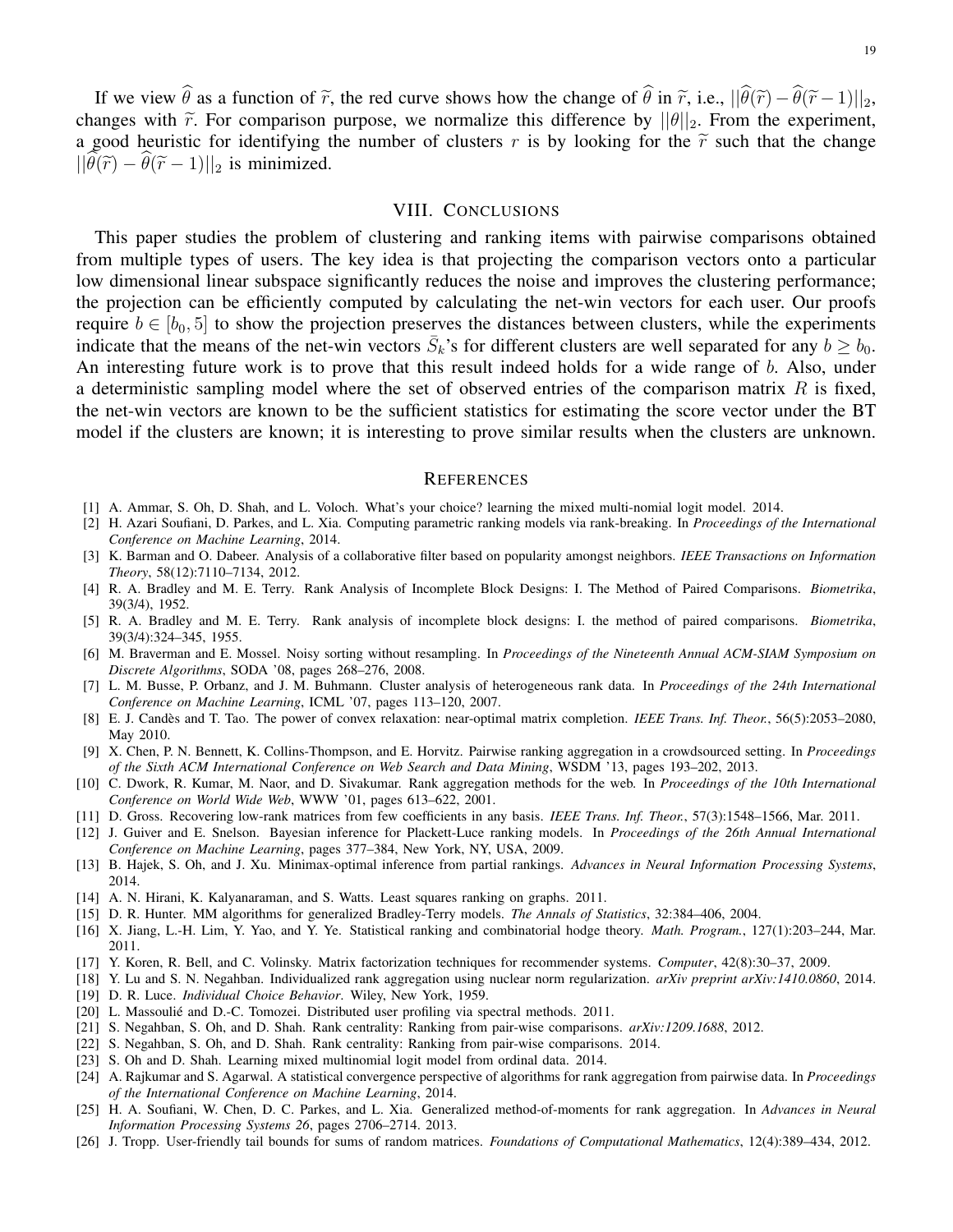If we view $\widehat{\theta}$ as a function of $\widetilde{r}$, the red curve shows how the change of $\widehat{\theta}$ in $\widetilde{r}$, i.e., $||\widehat{\theta}(\widetilde{r}) - \widehat{\theta}(\widetilde{r}-1)||_2$, changes with $\widetilde{r}$. For comparison purpose, we normalize this difference by $||\theta||_2$. From the experiment, a good heuristic for identifying the number of clusters $r$ is by looking for the $\widetilde{r}$ such that the change $||\widehat{\theta}(\widetilde{r}) - \widehat{\theta}(\widetilde{r}-1)||_2$ is minimized.

## VIII. Conclusions

This paper studies the problem of clustering and ranking items with pairwise comparisons obtained from multiple types of users. The key idea is that projecting the comparison vectors onto a particular low dimensional linear subspace significantly reduces the noise and improves the clustering performance; the projection can be efficiently computed by calculating the net-win vectors for each user. Our proofs require $b \in [b_0, 5]$ to show the projection preserves the distances between clusters, while the experiments indicate that the means of the net-win vectors $\bar{S}_k$'s for different clusters are well separated for any $b \geq b_0$. An interesting future work is to prove that this result indeed holds for a wide range of $b$. Also, under a deterministic sampling model where the set of observed entries of the comparison matrix $R$ is fixed, the net-win vectors are known to be the sufficient statistics for estimating the score vector under the BT model if the clusters are known; it is interesting to prove similar results when the clusters are unknown.

## References

[1] A. Ammar, S. Oh, D. Shah, and L. Voloch. What's your choice? learning the mixed multi-nomial logit model. 2014.

[2] H. Azari Soufiani, D. Parkes, and L. Xia. Computing parametric ranking models via rank-breaking. In *Proceedings of the International Conference on Machine Learning*, 2014.

[3] K. Barman and O. Dabeer. Analysis of a collaborative filter based on popularity amongst neighbors. *IEEE Transactions on Information Theory*, 58(12):7110–7134, 2012.

[4] R. A. Bradley and M. E. Terry. Rank Analysis of Incomplete Block Designs: I. The Method of Paired Comparisons. *Biometrika*, 39(3/4), 1952.

[5] R. A. Bradley and M. E. Terry. Rank analysis of incomplete block designs: I. the method of paired comparisons. *Biometrika*, 39(3/4):324–345, 1955.

[6] M. Braverman and E. Mossel. Noisy sorting without resampling. In *Proceedings of the Nineteenth Annual ACM-SIAM Symposium on Discrete Algorithms*, SODA '08, pages 268–276, 2008.

[7] L. M. Busse, P. Orbanz, and J. M. Buhmann. Cluster analysis of heterogeneous rank data. In *Proceedings of the 24th International Conference on Machine Learning*, ICML '07, pages 113–120, 2007.

[8] E. J. Candès and T. Tao. The power of convex relaxation: near-optimal matrix completion. *IEEE Trans. Inf. Theor.*, 56(5):2053–2080, May 2010.

[9] X. Chen, P. N. Bennett, K. Collins-Thompson, and E. Horvitz. Pairwise ranking aggregation in a crowdsourced setting. In *Proceedings of the Sixth ACM International Conference on Web Search and Data Mining*, WSDM '13, pages 193–202, 2013.

[10] C. Dwork, R. Kumar, M. Naor, and D. Sivakumar. Rank aggregation methods for the web. In *Proceedings of the 10th International Conference on World Wide Web*, WWW '01, pages 613–622, 2001.

[11] D. Gross. Recovering low-rank matrices from few coefficients in any basis. *IEEE Trans. Inf. Theor.*, 57(3):1548–1566, Mar. 2011.

[12] J. Guiver and E. Snelson. Bayesian inference for Plackett-Luce ranking models. In *Proceedings of the 26th Annual International Conference on Machine Learning*, pages 377–384, New York, NY, USA, 2009.

[13] B. Hajek, S. Oh, and J. Xu. Minimax-optimal inference from partial rankings. *Advances in Neural Information Processing Systems*, 2014.

[14] A. N. Hirani, K. Kalyanaraman, and S. Watts. Least squares ranking on graphs. 2011.

[15] D. R. Hunter. MM algorithms for generalized Bradley-Terry models. *The Annals of Statistics*, 32:384–406, 2004.

[16] X. Jiang, L.-H. Lim, Y. Yao, and Y. Ye. Statistical ranking and combinatorial hodge theory. *Math. Program.*, 127(1):203–244, Mar. 2011.

[17] Y. Koren, R. Bell, and C. Volinsky. Matrix factorization techniques for recommender systems. *Computer*, 42(8):30–37, 2009.

[18] Y. Lu and S. N. Negahban. Individualized rank aggregation using nuclear norm regularization. *arXiv preprint arXiv:1410.0860*, 2014.

[19] D. R. Luce. *Individual Choice Behavior*. Wiley, New York, 1959.

[20] L. Massoulié and D.-C. Tomozei. Distributed user profiling via spectral methods. 2011.

[21] S. Negahban, S. Oh, and D. Shah. Rank centrality: Ranking from pair-wise comparisons. *arXiv:1209.1688*, 2012.

[22] S. Negahban, S. Oh, and D. Shah. Rank centrality: Ranking from pair-wise comparisons. 2014.

[23] S. Oh and D. Shah. Learning mixed multinomial logit model from ordinal data. 2014.

[24] A. Rajkumar and S. Agarwal. A statistical convergence perspective of algorithms for rank aggregation from pairwise data. In *Proceedings of the International Conference on Machine Learning*, 2014.

[25] H. A. Soufiani, W. Chen, D. C. Parkes, and L. Xia. Generalized method-of-moments for rank aggregation. In *Advances in Neural Information Processing Systems 26*, pages 2706–2714. 2013.

[26] J. Tropp. User-friendly tail bounds for sums of random matrices. *Foundations of Computational Mathematics*, 12(4):389–434, 2012.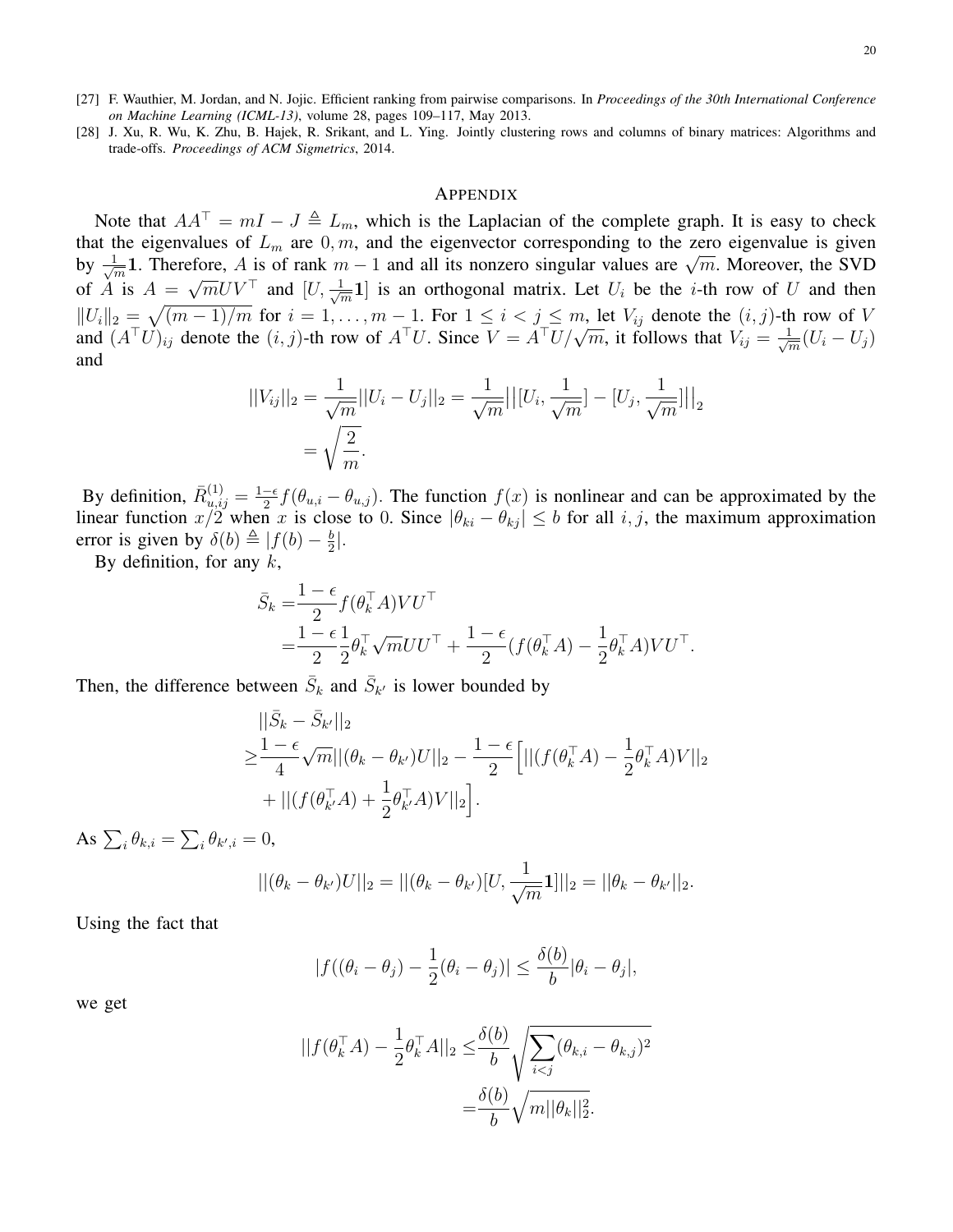[27] F. Wauthier, M. Jordan, and N. Jojic. Efficient ranking from pairwise comparisons. In *Proceedings of the 30th International Conference on Machine Learning (ICML-13)*, volume 28, pages 109–117, May 2013.

[28] J. Xu, R. Wu, K. Zhu, B. Hajek, R. Srikant, and L. Ying. Jointly clustering rows and columns of binary matrices: Algorithms and trade-offs. *Proceedings of ACM Sigmetrics*, 2014.

## APPENDIX

Note that $AA^\top = mI - J \triangleq L_m$, which is the Laplacian of the complete graph. It is easy to check that the eigenvalues of $L_m$ are $0, m$, and the eigenvector corresponding to the zero eigenvalue is given by $\frac{1}{\sqrt{m}}\mathbf{1}$. Therefore, $A$ is of rank $m-1$ and all its nonzero singular values are $\sqrt{m}$. Moreover, the SVD of $A$ is $A = \sqrt{m}UV^\top$ and $[U, \frac{1}{\sqrt{m}}\mathbf{1}]$ is an orthogonal matrix. Let $U_i$ be the $i$-th row of $U$ and then $\|U_i\|_2 = \sqrt{(m-1)/m}$ for $i = 1, \ldots, m-1$. For $1 \le i < j \le m$, let $V_{ij}$ denote the $(i,j)$-th row of $V$ and $(A^\top U)_{ij}$ denote the $(i,j)$-th row of $A^\top U$. Since $V = A^\top U/\sqrt{m}$, it follows that $V_{ij} = \frac{1}{\sqrt{m}}(U_i - U_j)$ and

$$||V_{ij}||_2 = \frac{1}{\sqrt{m}}||U_i - U_j||_2 = \frac{1}{\sqrt{m}}\big|\big|[U_i, \frac{1}{\sqrt{m}}] - [U_j, \frac{1}{\sqrt{m}}]\big|\big|_2 = \sqrt{\frac{2}{m}}.$$

By definition, $\bar{R}^{(1)}_{u,ij} = \frac{1-\epsilon}{2} f(\theta_{u,i} - \theta_{u,j})$. The function $f(x)$ is nonlinear and can be approximated by the linear function $x/2$ when $x$ is close to 0. Since $|\theta_{ki} - \theta_{kj}| \le b$ for all $i, j$, the maximum approximation error is given by $\delta(b) \triangleq |f(b) - \frac{b}{2}|$.

By definition, for any $k$,

$$\begin{aligned}
\bar{S}_k =& \frac{1-\epsilon}{2} f(\theta_k^\top A) V U^\top \\
=& \frac{1-\epsilon}{2}\frac{1}{2}\theta_k^\top \sqrt{m} U U^\top + \frac{1-\epsilon}{2}(f(\theta_k^\top A) - \frac{1}{2}\theta_k^\top A) V U^\top.
\end{aligned}$$

Then, the difference between $\bar{S}_k$ and $\bar{S}_{k'}$ is lower bounded by

$$\begin{aligned}
&||\bar{S}_k - \bar{S}_{k'}||_2 \\
\ge& \frac{1-\epsilon}{4}\sqrt{m}||(\theta_k - \theta_{k'})U||_2 - \frac{1-\epsilon}{2}\Big[||(f(\theta_k^\top A) - \frac{1}{2}\theta_k^\top A)V||_2 \\
&+ ||(f(\theta_{k'}^\top A) + \frac{1}{2}\theta_{k'}^\top A)V||_2\Big].
\end{aligned}$$

As $\sum_i \theta_{k,i} = \sum_i \theta_{k',i} = 0$,

$$||(\theta_k - \theta_{k'})U||_2 = ||(\theta_k - \theta_{k'})[U, \frac{1}{\sqrt{m}}\mathbf{1}]||_2 = ||\theta_k - \theta_{k'}||_2.$$

Using the fact that

$$|f((\theta_i - \theta_j) - \frac{1}{2}(\theta_i - \theta_j)| \le \frac{\delta(b)}{b}|\theta_i - \theta_j|,$$

we get

$$\begin{aligned}
||f(\theta_k^\top A) - \frac{1}{2}\theta_k^\top A||_2 \le& \frac{\delta(b)}{b}\sqrt{\sum_{i<j}(\theta_{k,i} - \theta_{k,j})^2} \\
=& \frac{\delta(b)}{b}\sqrt{m||\theta_k||_2^2}.
\end{aligned}$$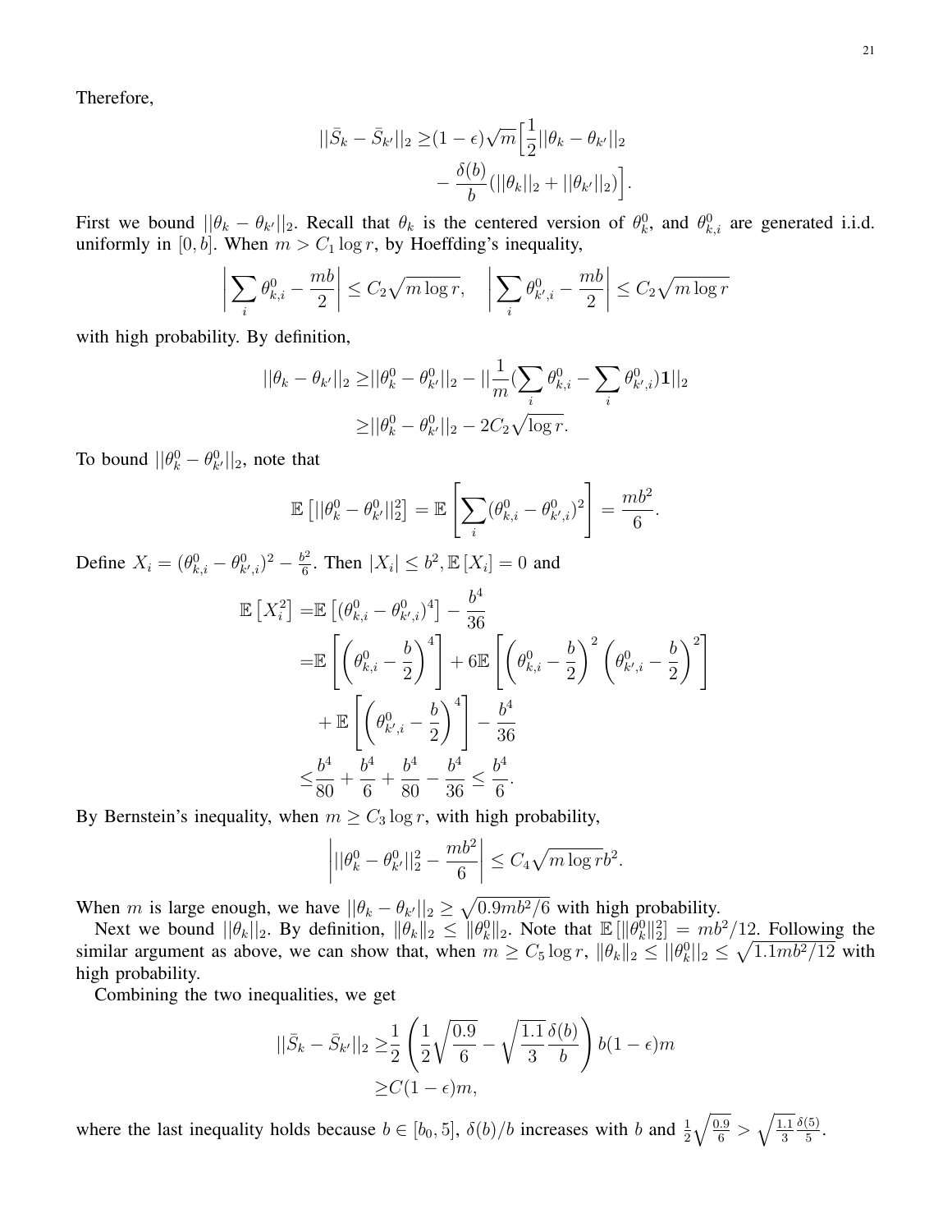Therefore,

$$
\begin{aligned}
||\bar{S}_k - \bar{S}_{k'}||_2 \geq & (1-\epsilon)\sqrt{m}\Big[\frac{1}{2}||\theta_k - \theta_{k'}||_2 \\
& - \frac{\delta(b)}{b}(||\theta_k||_2 + ||\theta_{k'}||_2)\Big].
\end{aligned}
$$

First we bound $||\theta_k - \theta_{k'}||_2$. Recall that $\theta_k$ is the centered version of $\theta_k^0$, and $\theta_{k,i}^0$ are generated i.i.d. uniformly in $[0, b]$. When $m > C_1 \log r$, by Hoeffding's inequality,

$$
\left|\sum_i \theta_{k,i}^0 - \frac{mb}{2}\right| \leq C_2\sqrt{m \log r}, \quad \left|\sum_i \theta_{k',i}^0 - \frac{mb}{2}\right| \leq C_2\sqrt{m \log r}
$$

with high probability. By definition,

$$
\begin{aligned}
||\theta_k - \theta_{k'}||_2 \geq & ||\theta_k^0 - \theta_{k'}^0||_2 - ||\frac{1}{m}(\sum_i \theta_{k,i}^0 - \sum_i \theta_{k',i}^0)\mathbf{1}||_2 \\
\geq & ||\theta_k^0 - \theta_{k'}^0||_2 - 2C_2\sqrt{\log r}.
\end{aligned}
$$

To bound $||\theta_k^0 - \theta_{k'}^0||_2$, note that

$$
\mathbb{E}\left[||\theta_k^0 - \theta_{k'}^0||_2^2\right] = \mathbb{E}\left[\sum_i (\theta_{k,i}^0 - \theta_{k',i}^0)^2\right] = \frac{mb^2}{6}.
$$

Define $X_i = (\theta_{k,i}^0 - \theta_{k',i}^0)^2 - \frac{b^2}{6}$. Then $|X_i| \leq b^2, \mathbb{E}[X_i] = 0$ and

$$
\begin{aligned}
\mathbb{E}\left[X_i^2\right] = & \mathbb{E}\left[(\theta_{k,i}^0 - \theta_{k',i}^0)^4\right] - \frac{b^4}{36} \\
= & \mathbb{E}\left[\left(\theta_{k,i}^0 - \frac{b}{2}\right)^4\right] + 6\mathbb{E}\left[\left(\theta_{k,i}^0 - \frac{b}{2}\right)^2\left(\theta_{k',i}^0 - \frac{b}{2}\right)^2\right] \\
& + \mathbb{E}\left[\left(\theta_{k',i}^0 - \frac{b}{2}\right)^4\right] - \frac{b^4}{36} \\
\leq & \frac{b^4}{80} + \frac{b^4}{6} + \frac{b^4}{80} - \frac{b^4}{36} \leq \frac{b^4}{6}.
\end{aligned}
$$

By Bernstein's inequality, when $m \geq C_3 \log r$, with high probability,

$$
\left|||\theta_k^0 - \theta_{k'}^0||_2^2 - \frac{mb^2}{6}\right| \leq C_4\sqrt{m \log r}b^2.
$$

When $m$ is large enough, we have $||\theta_k - \theta_{k'}||_2 \geq \sqrt{0.9mb^2/6}$ with high probability.

Next we bound $||\theta_k||_2$. By definition, $\|\theta_k\|_2 \leq \|\theta_k^0\|_2$. Note that $\mathbb{E}[\|\theta_k^0\|_2^2] = mb^2/12$. Following the similar argument as above, we can show that, when $m \geq C_5 \log r$, $\|\theta_k\|_2 \leq ||\theta_k^0||_2 \leq \sqrt{1.1mb^2/12}$ with high probability.

Combining the two inequalities, we get

$$
\begin{aligned}
||\bar{S}_k - \bar{S}_{k'}||_2 \geq & \frac{1}{2}\left(\frac{1}{2}\sqrt{\frac{0.9}{6}} - \sqrt{\frac{1.1}{3}}\frac{\delta(b)}{b}\right)b(1-\epsilon)m \\
\geq & C(1-\epsilon)m,
\end{aligned}
$$

where the last inequality holds because $b \in [b_0, 5]$, $\delta(b)/b$ increases with $b$ and $\frac{1}{2}\sqrt{\frac{0.9}{6}} > \sqrt{\frac{1.1}{3}}\frac{\delta(5)}{5}$.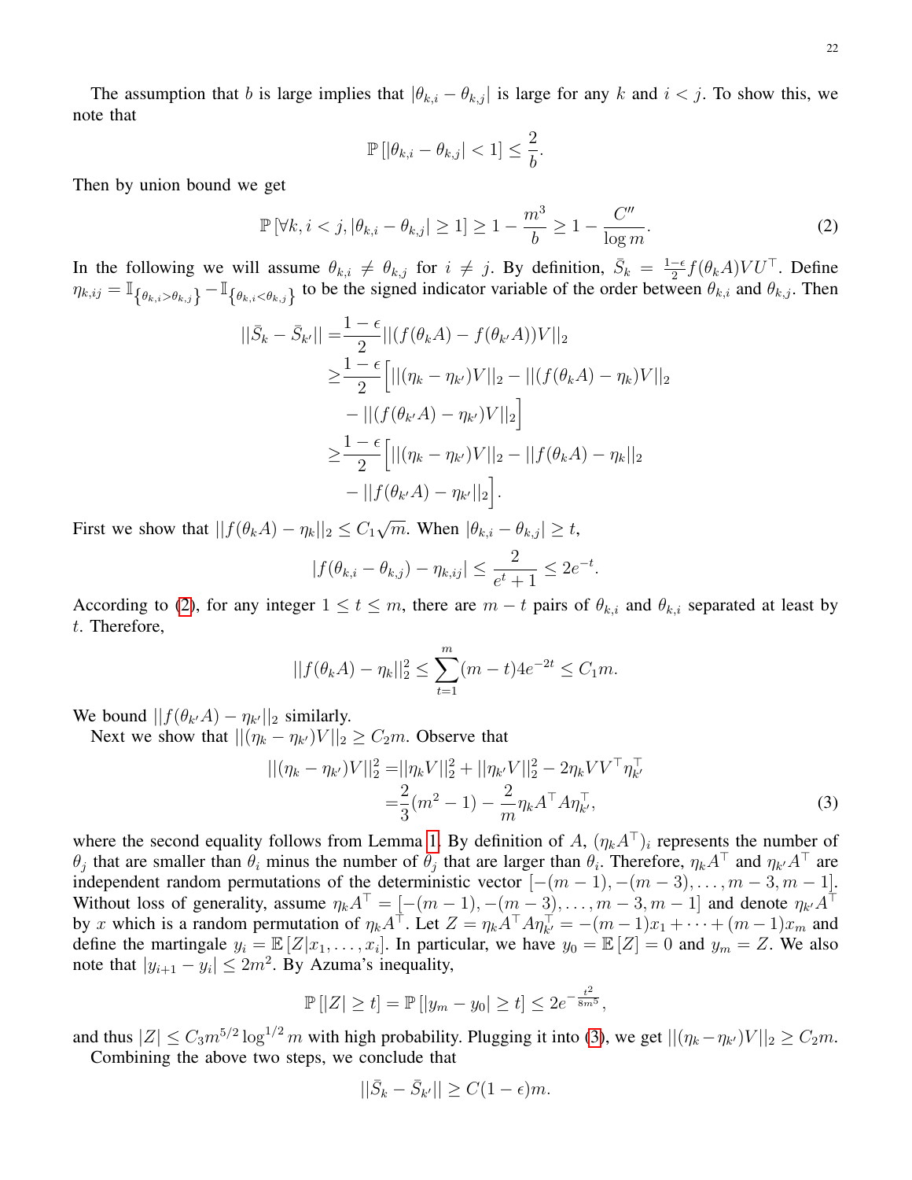The assumption that $b$ is large implies that $|\theta_{k,i} - \theta_{k,j}|$ is large for any $k$ and $i < j$. To show this, we note that

$$\mathbb{P}\left[|\theta_{k,i} - \theta_{k,j}| < 1\right] \leq \frac{2}{b}.$$

Then by union bound we get

$$\mathbb{P}\left[\forall k, i < j, |\theta_{k,i} - \theta_{k,j}| \geq 1\right] \geq 1 - \frac{m^3}{b} \geq 1 - \frac{C''}{\log m}. \tag{2}$$

In the following we will assume $\theta_{k,i} \neq \theta_{k,j}$ for $i \neq j$. By definition, $\bar{S}_k = \frac{1-\epsilon}{2} f(\theta_k A) V U^\top$. Define $\eta_{k,ij} = \mathbb{I}_{\{\theta_{k,i} > \theta_{k,j}\}} - \mathbb{I}_{\{\theta_{k,i} < \theta_{k,j}\}}$ to be the signed indicator variable of the order between $\theta_{k,i}$ and $\theta_{k,j}$. Then

$$\begin{aligned}
||\bar{S}_k - \bar{S}_{k'}|| =& \frac{1-\epsilon}{2} ||(f(\theta_k A) - f(\theta_{k'} A))V||_2 \\
\geq & \frac{1-\epsilon}{2} \Big[ ||(\eta_k - \eta_{k'})V||_2 - ||(f(\theta_k A) - \eta_k)V||_2 \\
& - ||(f(\theta_{k'} A) - \eta_{k'})V||_2 \Big] \\
\geq & \frac{1-\epsilon}{2} \Big[ ||(\eta_k - \eta_{k'})V||_2 - ||f(\theta_k A) - \eta_k||_2 \\
& - ||f(\theta_{k'} A) - \eta_{k'}||_2 \Big].
\end{aligned}$$

First we show that $||f(\theta_k A) - \eta_k||_2 \leq C_1 \sqrt{m}$. When $|\theta_{k,i} - \theta_{k,j}| \geq t$,

$$|f(\theta_{k,i} - \theta_{k,j}) - \eta_{k,ij}| \leq \frac{2}{e^t + 1} \leq 2e^{-t}.$$

According to (2), for any integer $1 \leq t \leq m$, there are $m - t$ pairs of $\theta_{k,i}$ and $\theta_{k,i}$ separated at least by $t$. Therefore,

$$||f(\theta_k A) - \eta_k||_2^2 \leq \sum_{t=1}^{m} (m-t) 4e^{-2t} \leq C_1 m.$$

We bound $||f(\theta_{k'} A) - \eta_{k'}||_2$ similarly.

Next we show that $||(\eta_k - \eta_{k'})V||_2 \geq C_2 m$. Observe that

$$\begin{aligned}
||(\eta_k - \eta_{k'})V||_2^2 =& ||\eta_k V||_2^2 + ||\eta_{k'} V||_2^2 - 2\eta_k V V^\top \eta_{k'}^\top \\
=& \frac{2}{3}(m^2 - 1) - \frac{2}{m} \eta_k A^\top A \eta_{k'}^\top,
\end{aligned} \tag{3}$$

where the second equality follows from Lemma 1. By definition of $A$, $(\eta_k A^\top)_i$ represents the number of $\theta_j$ that are smaller than $\theta_i$ minus the number of $\theta_j$ that are larger than $\theta_i$. Therefore, $\eta_k A^\top$ and $\eta_{k'} A^\top$ are independent random permutations of the deterministic vector $[-(m-1), -(m-3), \ldots, m-3, m-1]$. Without loss of generality, assume $\eta_k A^\top = [-(m-1), -(m-3), \ldots, m-3, m-1]$ and denote $\eta_{k'} A^\top$ by $x$ which is a random permutation of $\eta_k A^\top$. Let $Z = \eta_k A^\top A \eta_{k'}^\top = -(m-1)x_1 + \cdots + (m-1)x_m$ and define the martingale $y_i = \mathbb{E}\left[Z | x_1, \ldots, x_i\right]$. In particular, we have $y_0 = \mathbb{E}\left[Z\right] = 0$ and $y_m = Z$. We also note that $|y_{i+1} - y_i| \leq 2m^2$. By Azuma's inequality,

$$\mathbb{P}\left[|Z| \geq t\right] = \mathbb{P}\left[|y_m - y_0| \geq t\right] \leq 2e^{-\frac{t^2}{8m^5}},$$

and thus $|Z| \leq C_3 m^{5/2} \log^{1/2} m$ with high probability. Plugging it into (3), we get $||(\eta_k - \eta_{k'})V||_2 \geq C_2 m$.

Combining the above two steps, we conclude that

$$||\bar{S}_k - \bar{S}_{k'}|| \geq C(1-\epsilon)m.$$